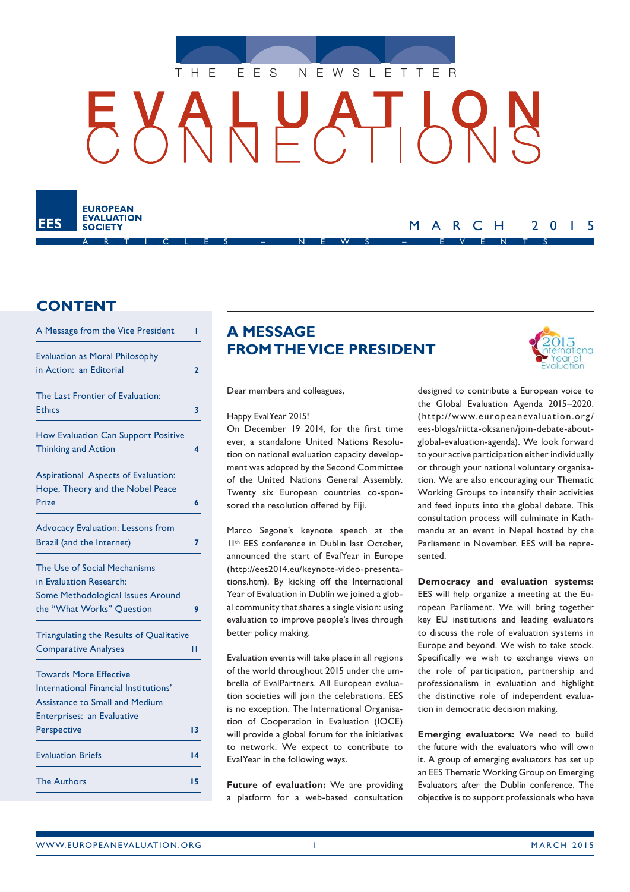THE EES NEWSLETTER

# EVALUATION CONNECTIONS

EUROPEAN EVALUATION SOCIETY

MARCH 2015

ARTICLES – NEWS – EVENTS

## CONTENT

| | |
|---|---|
| A Message from the Vice President | 1 |
| Evaluation as Moral Philosophy in Action: an Editorial | 2 |
| The Last Frontier of Evaluation: Ethics | 3 |
| How Evaluation Can Support Positive Thinking and Action | 4 |
| Aspirational Aspects of Evaluation: Hope, Theory and the Nobel Peace Prize | 6 |
| Advocacy Evaluation: Lessons from Brazil (and the Internet) | 7 |
| The Use of Social Mechanisms in Evaluation Research: Some Methodological Issues Around the "What Works" Question | 9 |
| Triangulating the Results of Qualitative Comparative Analyses | 11 |
| Towards More Effective International Financial Institutions' Assistance to Small and Medium Enterprises: an Evaluative Perspective | 13 |
| Evaluation Briefs | 14 |
| The Authors | 15 |

## A MESSAGE FROM THE VICE PRESIDENT

Dear members and colleagues,

Happy EvalYear 2015!

On December 19 2014, for the first time ever, a standalone United Nations Resolution on national evaluation capacity development was adopted by the Second Committee of the United Nations General Assembly. Twenty six European countries co-sponsored the resolution offered by Fiji.

Marco Segone's keynote speech at the 11th EES conference in Dublin last October, announced the start of EvalYear in Europe (http://ees2014.eu/keynote-video-presentations.htm). By kicking off the International Year of Evaluation in Dublin we joined a global community that shares a single vision: using evaluation to improve people's lives through better policy making.

Evaluation events will take place in all regions of the world throughout 2015 under the umbrella of EvalPartners. All European evaluation societies will join the celebrations. EES is no exception. The International Organisation of Cooperation in Evaluation (IOCE) will provide a global forum for the initiatives to network. We expect to contribute to EvalYear in the following ways.

**Future of evaluation:** We are providing a platform for a web-based consultation designed to contribute a European voice to the Global Evaluation Agenda 2015–2020. (http://www.europeanevaluation.org/ees-blogs/riitta-oksanen/join-debate-about-global-evaluation-agenda). We look forward to your active participation either individually or through your national voluntary organisation. We are also encouraging our Thematic Working Groups to intensify their activities and feed inputs into the global debate. This consultation process will culminate in Kathmandu at an event in Nepal hosted by the Parliament in November. EES will be represented.

**Democracy and evaluation systems:** EES will help organize a meeting at the European Parliament. We will bring together key EU institutions and leading evaluators to discuss the role of evaluation systems in Europe and beyond. We wish to take stock. Specifically we wish to exchange views on the role of participation, partnership and professionalism in evaluation and highlight the distinctive role of independent evaluation in democratic decision making.

**Emerging evaluators:** We need to build the future with the evaluators who will own it. A group of emerging evaluators has set up an EES Thematic Working Group on Emerging Evaluators after the Dublin conference. The objective is to support professionals who have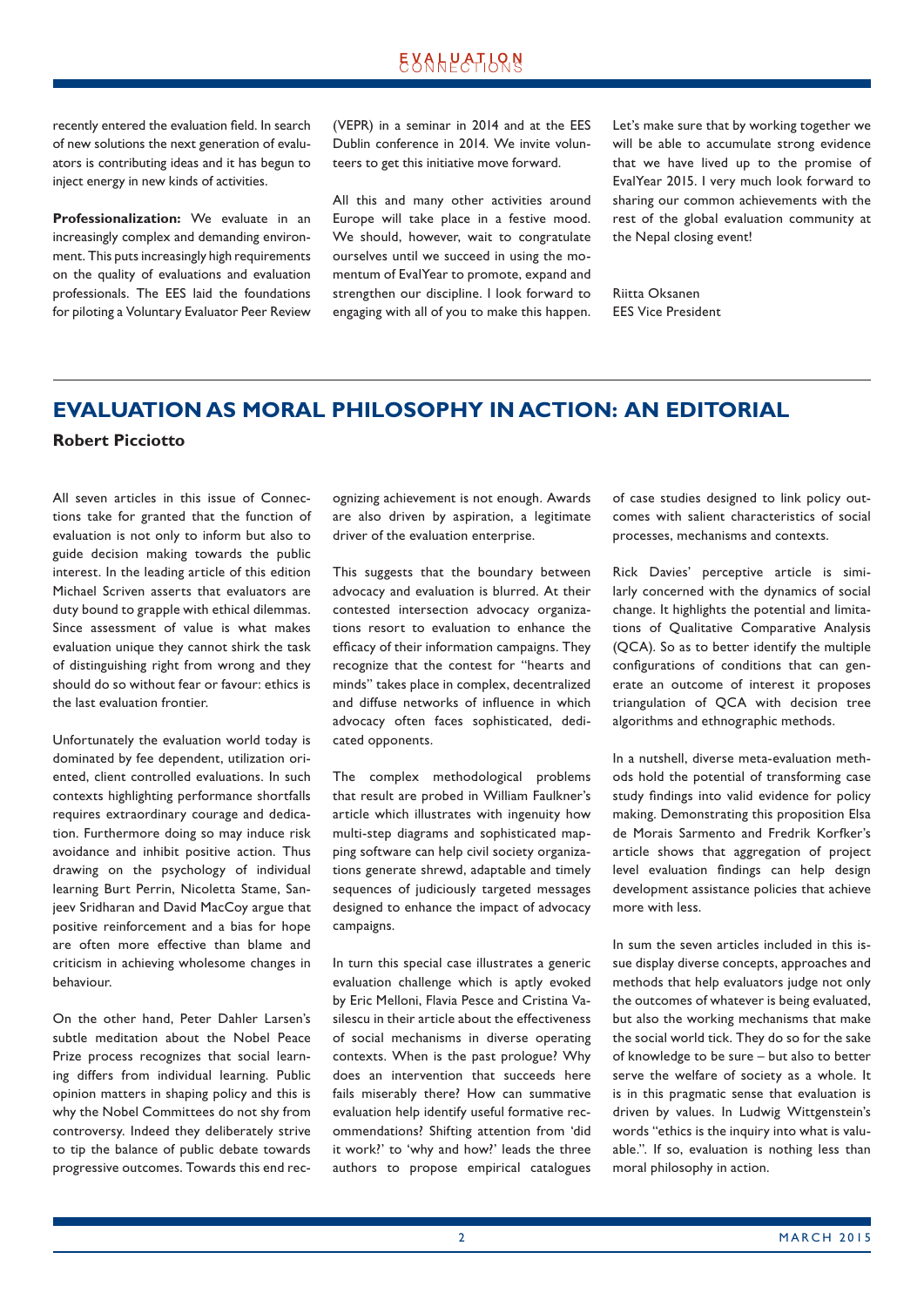recently entered the evaluation field. In search of new solutions the next generation of evaluators is contributing ideas and it has begun to inject energy in new kinds of activities.

**Professionalization:** We evaluate in an increasingly complex and demanding environment. This puts increasingly high requirements on the quality of evaluations and evaluation professionals. The EES laid the foundations for piloting a Voluntary Evaluator Peer Review (VEPR) in a seminar in 2014 and at the EES Dublin conference in 2014. We invite volunteers to get this initiative move forward.

All this and many other activities around Europe will take place in a festive mood. We should, however, wait to congratulate ourselves until we succeed in using the momentum of EvalYear to promote, expand and strengthen our discipline. I look forward to engaging with all of you to make this happen.

Let's make sure that by working together we will be able to accumulate strong evidence that we have lived up to the promise of EvalYear 2015. I very much look forward to sharing our common achievements with the rest of the global evaluation community at the Nepal closing event!

Riitta Oksanen
EES Vice President

# EVALUATION AS MORAL PHILOSOPHY IN ACTION: AN EDITORIAL

**Robert Picciotto**

All seven articles in this issue of Connections take for granted that the function of evaluation is not only to inform but also to guide decision making towards the public interest. In the leading article of this edition Michael Scriven asserts that evaluators are duty bound to grapple with ethical dilemmas. Since assessment of value is what makes evaluation unique they cannot shirk the task of distinguishing right from wrong and they should do so without fear or favour: ethics is the last evaluation frontier.

Unfortunately the evaluation world today is dominated by fee dependent, utilization oriented, client controlled evaluations. In such contexts highlighting performance shortfalls requires extraordinary courage and dedication. Furthermore doing so may induce risk avoidance and inhibit positive action. Thus drawing on the psychology of individual learning Burt Perrin, Nicoletta Stame, Sanjeev Sridharan and David MacCoy argue that positive reinforcement and a bias for hope are often more effective than blame and criticism in achieving wholesome changes in behaviour.

On the other hand, Peter Dahler Larsen's subtle meditation about the Nobel Peace Prize process recognizes that social learning differs from individual learning. Public opinion matters in shaping policy and this is why the Nobel Committees do not shy from controversy. Indeed they deliberately strive to tip the balance of public debate towards progressive outcomes. Towards this end recognizing achievement is not enough. Awards are also driven by aspiration, a legitimate driver of the evaluation enterprise.

This suggests that the boundary between advocacy and evaluation is blurred. At their contested intersection advocacy organizations resort to evaluation to enhance the efficacy of their information campaigns. They recognize that the contest for "hearts and minds" takes place in complex, decentralized and diffuse networks of influence in which advocacy often faces sophisticated, dedicated opponents.

The complex methodological problems that result are probed in William Faulkner's article which illustrates with ingenuity how multi-step diagrams and sophisticated mapping software can help civil society organizations generate shrewd, adaptable and timely sequences of judiciously targeted messages designed to enhance the impact of advocacy campaigns.

In turn this special case illustrates a generic evaluation challenge which is aptly evoked by Eric Melloni, Flavia Pesce and Cristina Vasilescu in their article about the effectiveness of social mechanisms in diverse operating contexts. When is the past prologue? Why does an intervention that succeeds here fails miserably there? How can summative evaluation help identify useful formative recommendations? Shifting attention from 'did it work?' to 'why and how?' leads the three authors to propose empirical catalogues of case studies designed to link policy outcomes with salient characteristics of social processes, mechanisms and contexts.

Rick Davies' perceptive article is similarly concerned with the dynamics of social change. It highlights the potential and limitations of Qualitative Comparative Analysis (QCA). So as to better identify the multiple configurations of conditions that can generate an outcome of interest it proposes triangulation of QCA with decision tree algorithms and ethnographic methods.

In a nutshell, diverse meta-evaluation methods hold the potential of transforming case study findings into valid evidence for policy making. Demonstrating this proposition Elsa de Morais Sarmento and Fredrik Korfker's article shows that aggregation of project level evaluation findings can help design development assistance policies that achieve more with less.

In sum the seven articles included in this issue display diverse concepts, approaches and methods that help evaluators judge not only the outcomes of whatever is being evaluated, but also the working mechanisms that make the social world tick. They do so for the sake of knowledge to be sure – but also to better serve the welfare of society as a whole. It is in this pragmatic sense that evaluation is driven by values. In Ludwig Wittgenstein's words "ethics is the inquiry into what is valuable.". If so, evaluation is nothing less than moral philosophy in action.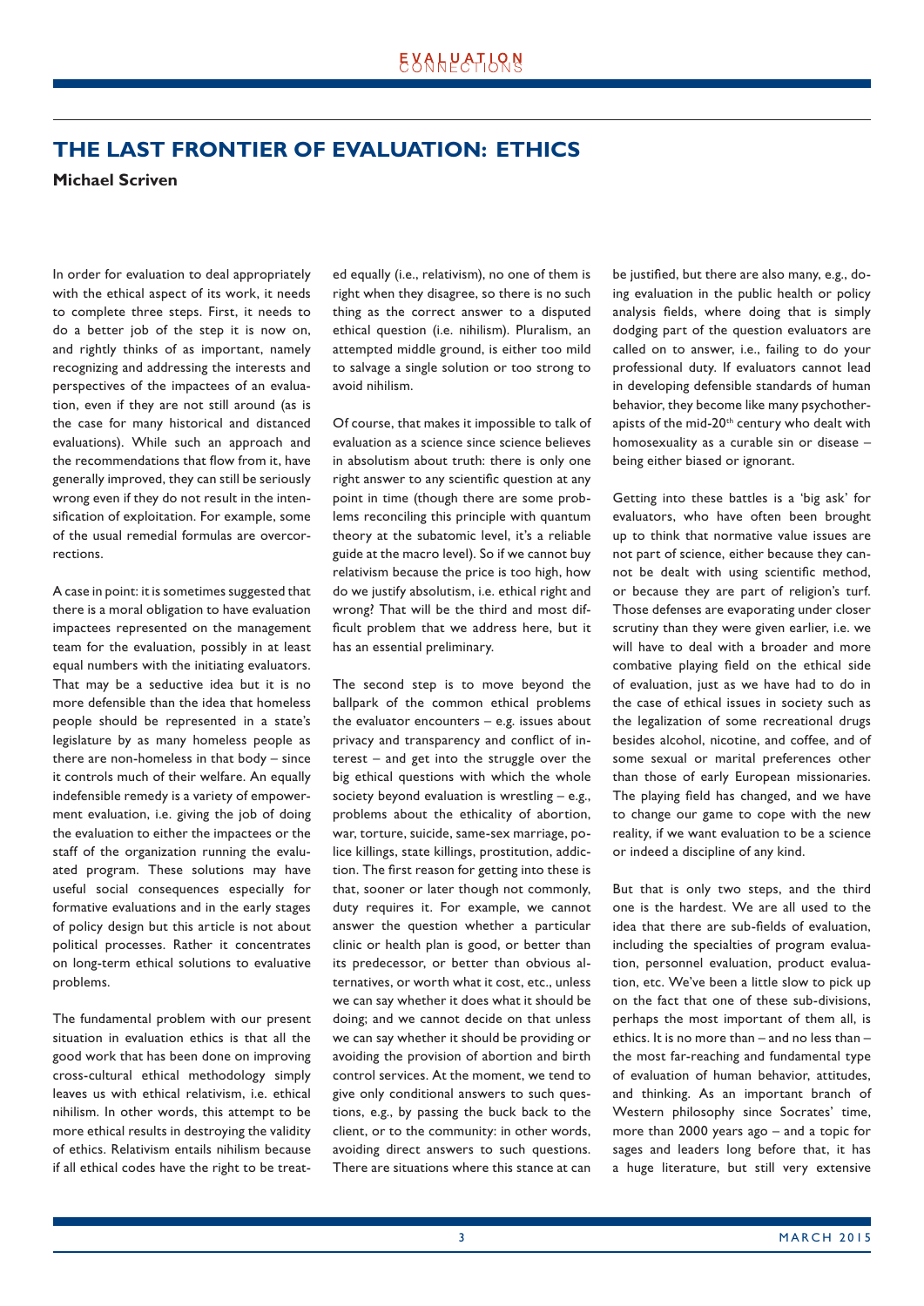# THE LAST FRONTIER OF EVALUATION: ETHICS

**Michael Scriven**

In order for evaluation to deal appropriately with the ethical aspect of its work, it needs to complete three steps. First, it needs to do a better job of the step it is now on, and rightly thinks of as important, namely recognizing and addressing the interests and perspectives of the impactees of an evaluation, even if they are not still around (as is the case for many historical and distanced evaluations). While such an approach and the recommendations that flow from it, have generally improved, they can still be seriously wrong even if they do not result in the intensification of exploitation. For example, some of the usual remedial formulas are overcorrections.

A case in point: it is sometimes suggested that there is a moral obligation to have evaluation impactees represented on the management team for the evaluation, possibly in at least equal numbers with the initiating evaluators. That may be a seductive idea but it is no more defensible than the idea that homeless people should be represented in a state's legislature by as many homeless people as there are non-homeless in that body – since it controls much of their welfare. An equally indefensible remedy is a variety of empowerment evaluation, i.e. giving the job of doing the evaluation to either the impactees or the staff of the organization running the evaluated program. These solutions may have useful social consequences especially for formative evaluations and in the early stages of policy design but this article is not about political processes. Rather it concentrates on long-term ethical solutions to evaluative problems.

The fundamental problem with our present situation in evaluation ethics is that all the good work that has been done on improving cross-cultural ethical methodology simply leaves us with ethical relativism, i.e. ethical nihilism. In other words, this attempt to be more ethical results in destroying the validity of ethics. Relativism entails nihilism because if all ethical codes have the right to be treated equally (i.e., relativism), no one of them is right when they disagree, so there is no such thing as the correct answer to a disputed ethical question (i.e. nihilism). Pluralism, an attempted middle ground, is either too mild to salvage a single solution or too strong to avoid nihilism.

Of course, that makes it impossible to talk of evaluation as a science since science believes in absolutism about truth: there is only one right answer to any scientific question at any point in time (though there are some problems reconciling this principle with quantum theory at the subatomic level, it's a reliable guide at the macro level). So if we cannot buy relativism because the price is too high, how do we justify absolutism, i.e. ethical right and wrong? That will be the third and most difficult problem that we address here, but it has an essential preliminary.

The second step is to move beyond the ballpark of the common ethical problems the evaluator encounters – e.g. issues about privacy and transparency and conflict of interest – and get into the struggle over the big ethical questions with which the whole society beyond evaluation is wrestling – e.g., problems about the ethicality of abortion, war, torture, suicide, same-sex marriage, police killings, state killings, prostitution, addiction. The first reason for getting into these is that, sooner or later though not commonly, duty requires it. For example, we cannot answer the question whether a particular clinic or health plan is good, or better than its predecessor, or better than obvious alternatives, or worth what it cost, etc., unless we can say whether it does what it should be doing; and we cannot decide on that unless we can say whether it should be providing or avoiding the provision of abortion and birth control services. At the moment, we tend to give only conditional answers to such questions, e.g., by passing the buck back to the client, or to the community: in other words, avoiding direct answers to such questions. There are situations where this stance at can be justified, but there are also many, e.g., doing evaluation in the public health or policy analysis fields, where doing that is simply dodging part of the question evaluators are called on to answer, i.e., failing to do your professional duty. If evaluators cannot lead in developing defensible standards of human behavior, they become like many psychotherapists of the mid-20th century who dealt with homosexuality as a curable sin or disease – being either biased or ignorant.

Getting into these battles is a 'big ask' for evaluators, who have often been brought up to think that normative value issues are not part of science, either because they cannot be dealt with using scientific method, or because they are part of religion's turf. Those defenses are evaporating under closer scrutiny than they were given earlier, i.e. we will have to deal with a broader and more combative playing field on the ethical side of evaluation, just as we have had to do in the case of ethical issues in society such as the legalization of some recreational drugs besides alcohol, nicotine, and coffee, and of some sexual or marital preferences other than those of early European missionaries. The playing field has changed, and we have to change our game to cope with the new reality, if we want evaluation to be a science or indeed a discipline of any kind.

But that is only two steps, and the third one is the hardest. We are all used to the idea that there are sub-fields of evaluation, including the specialties of program evaluation, personnel evaluation, product evaluation, etc. We've been a little slow to pick up on the fact that one of these sub-divisions, perhaps the most important of them all, is ethics. It is no more than – and no less than – the most far-reaching and fundamental type of evaluation of human behavior, attitudes, and thinking. As an important branch of Western philosophy since Socrates' time, more than 2000 years ago – and a topic for sages and leaders long before that, it has a huge literature, but still very extensive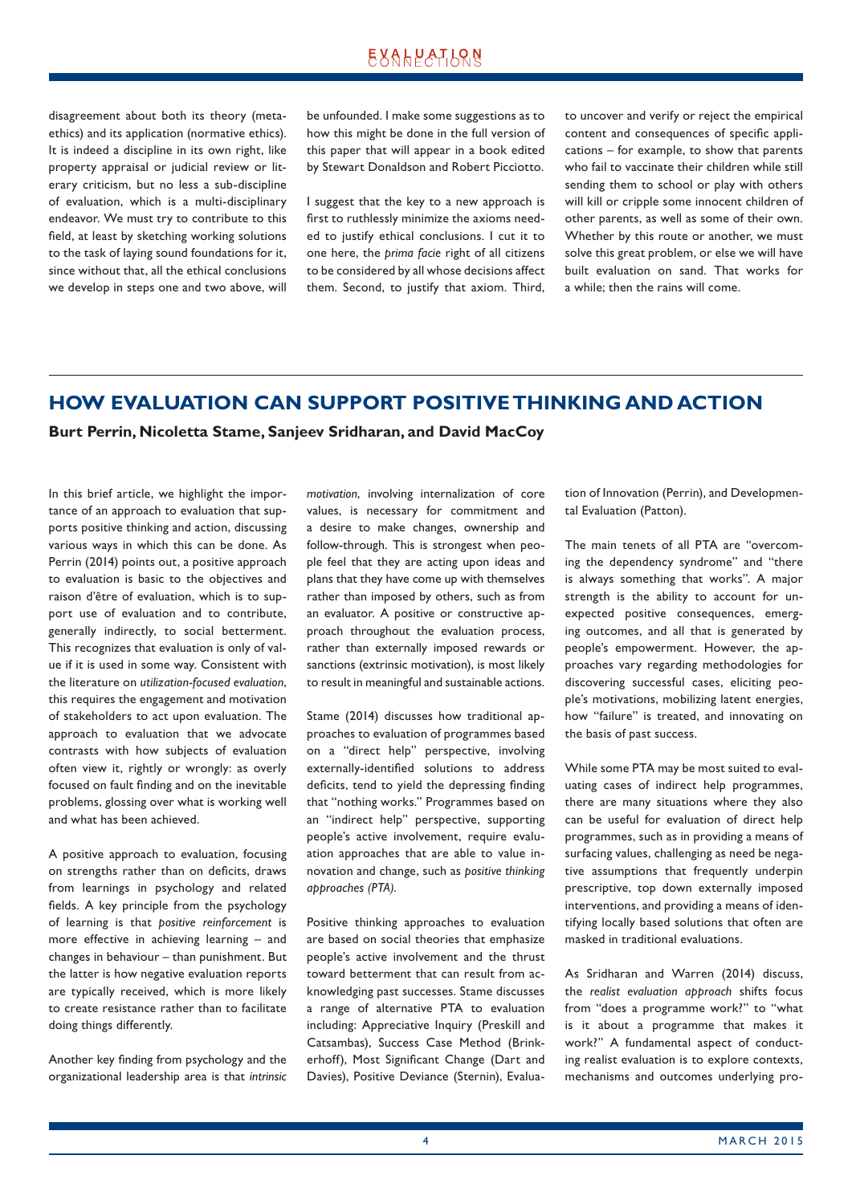disagreement about both its theory (metaethics) and its application (normative ethics). It is indeed a discipline in its own right, like property appraisal or judicial review or literary criticism, but no less a sub-discipline of evaluation, which is a multi-disciplinary endeavor. We must try to contribute to this field, at least by sketching working solutions to the task of laying sound foundations for it, since without that, all the ethical conclusions we develop in steps one and two above, will be unfounded. I make some suggestions as to how this might be done in the full version of this paper that will appear in a book edited by Stewart Donaldson and Robert Picciotto.

I suggest that the key to a new approach is first to ruthlessly minimize the axioms needed to justify ethical conclusions. I cut it to one here, the *prima facie* right of all citizens to be considered by all whose decisions affect them. Second, to justify that axiom. Third, to uncover and verify or reject the empirical content and consequences of specific applications – for example, to show that parents who fail to vaccinate their children while still sending them to school or play with others will kill or cripple some innocent children of other parents, as well as some of their own. Whether by this route or another, we must solve this great problem, or else we will have built evaluation on sand. That works for a while; then the rains will come.

## HOW EVALUATION CAN SUPPORT POSITIVE THINKING AND ACTION

**Burt Perrin, Nicoletta Stame, Sanjeev Sridharan, and David MacCoy**

In this brief article, we highlight the importance of an approach to evaluation that supports positive thinking and action, discussing various ways in which this can be done. As Perrin (2014) points out, a positive approach to evaluation is basic to the objectives and raison d'être of evaluation, which is to support use of evaluation and to contribute, generally indirectly, to social betterment. This recognizes that evaluation is only of value if it is used in some way. Consistent with the literature on *utilization-focused evaluation*, this requires the engagement and motivation of stakeholders to act upon evaluation. The approach to evaluation that we advocate contrasts with how subjects of evaluation often view it, rightly or wrongly: as overly focused on fault finding and on the inevitable problems, glossing over what is working well and what has been achieved.

A positive approach to evaluation, focusing on strengths rather than on deficits, draws from learnings in psychology and related fields. A key principle from the psychology of learning is that *positive reinforcement* is more effective in achieving learning – and changes in behaviour – than punishment. But the latter is how negative evaluation reports are typically received, which is more likely to create resistance rather than to facilitate doing things differently.

Another key finding from psychology and the organizational leadership area is that *intrinsic motivation*, involving internalization of core values, is necessary for commitment and a desire to make changes, ownership and follow-through. This is strongest when people feel that they are acting upon ideas and plans that they have come up with themselves rather than imposed by others, such as from an evaluator. A positive or constructive approach throughout the evaluation process, rather than externally imposed rewards or sanctions (extrinsic motivation), is most likely to result in meaningful and sustainable actions.

Stame (2014) discusses how traditional approaches to evaluation of programmes based on a "direct help" perspective, involving externally-identified solutions to address deficits, tend to yield the depressing finding that "nothing works." Programmes based on an "indirect help" perspective, supporting people's active involvement, require evaluation approaches that are able to value innovation and change, such as *positive thinking approaches (PTA)*.

Positive thinking approaches to evaluation are based on social theories that emphasize people's active involvement and the thrust toward betterment that can result from acknowledging past successes. Stame discusses a range of alternative PTA to evaluation including: Appreciative Inquiry (Preskill and Catsambas), Success Case Method (Brinkerhoff), Most Significant Change (Dart and Davies), Positive Deviance (Sternin), Evaluation of Innovation (Perrin), and Developmental Evaluation (Patton).

The main tenets of all PTA are "overcoming the dependency syndrome" and "there is always something that works". A major strength is the ability to account for unexpected positive consequences, emerging outcomes, and all that is generated by people's empowerment. However, the approaches vary regarding methodologies for discovering successful cases, eliciting people's motivations, mobilizing latent energies, how "failure" is treated, and innovating on the basis of past success.

While some PTA may be most suited to evaluating cases of indirect help programmes, there are many situations where they also can be useful for evaluation of direct help programmes, such as in providing a means of surfacing values, challenging as need be negative assumptions that frequently underpin prescriptive, top down externally imposed interventions, and providing a means of identifying locally based solutions that often are masked in traditional evaluations.

As Sridharan and Warren (2014) discuss, the *realist evaluation approach* shifts focus from "does a programme work?" to "what is it about a programme that makes it work?" A fundamental aspect of conducting realist evaluation is to explore contexts, mechanisms and outcomes underlying pro-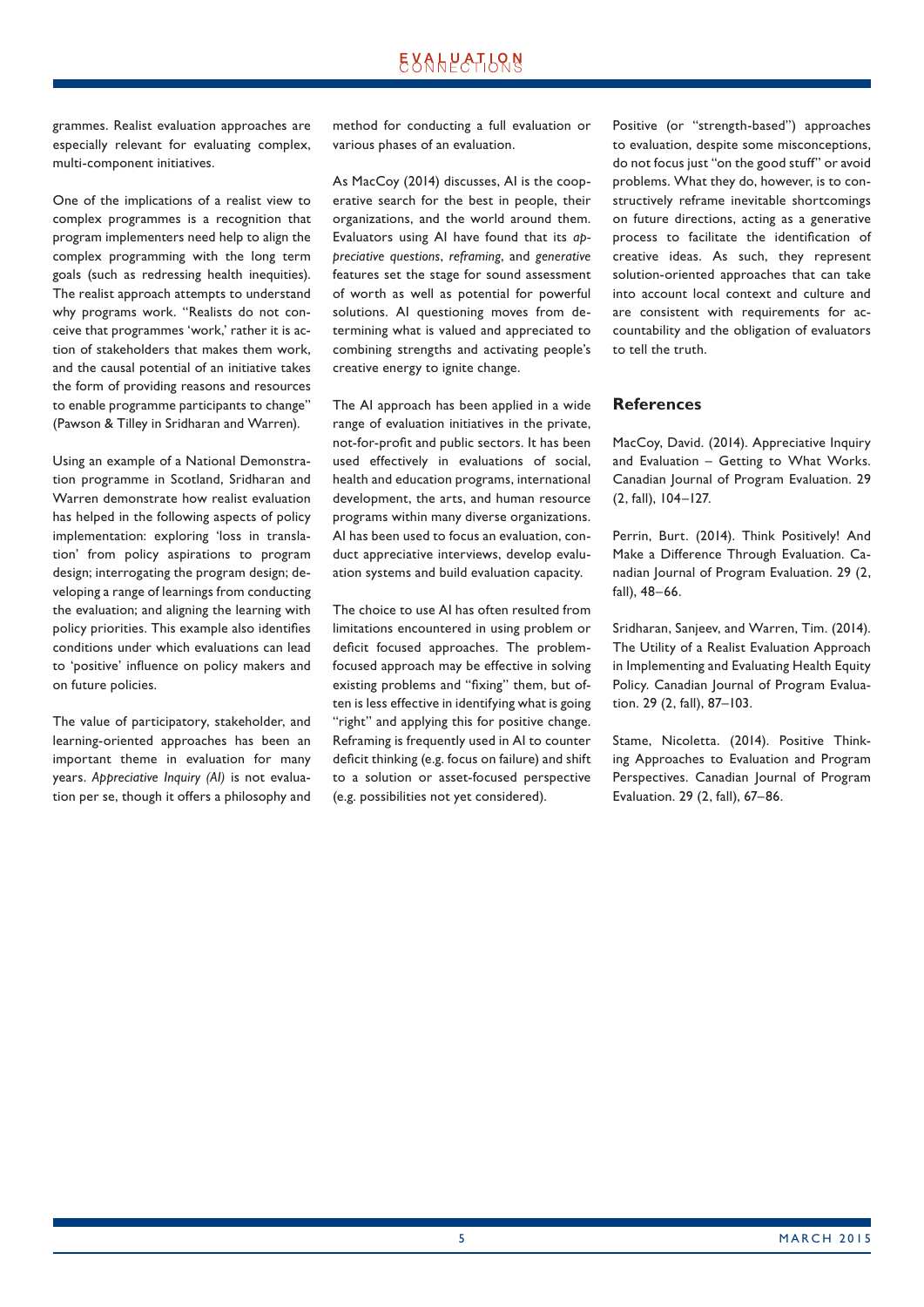grammes. Realist evaluation approaches are especially relevant for evaluating complex, multi-component initiatives.

One of the implications of a realist view to complex programmes is a recognition that program implementers need help to align the complex programming with the long term goals (such as redressing health inequities). The realist approach attempts to understand why programs work. "Realists do not conceive that programmes 'work,' rather it is action of stakeholders that makes them work, and the causal potential of an initiative takes the form of providing reasons and resources to enable programme participants to change" (Pawson & Tilley in Sridharan and Warren).

Using an example of a National Demonstration programme in Scotland, Sridharan and Warren demonstrate how realist evaluation has helped in the following aspects of policy implementation: exploring 'loss in translation' from policy aspirations to program design; interrogating the program design; developing a range of learnings from conducting the evaluation; and aligning the learning with policy priorities. This example also identifies conditions under which evaluations can lead to 'positive' influence on policy makers and on future policies.

The value of participatory, stakeholder, and learning-oriented approaches has been an important theme in evaluation for many years. *Appreciative Inquiry (AI)* is not evaluation per se, though it offers a philosophy and method for conducting a full evaluation or various phases of an evaluation.

As MacCoy (2014) discusses, AI is the cooperative search for the best in people, their organizations, and the world around them. Evaluators using AI have found that its *appreciative questions*, *reframing*, and *generative* features set the stage for sound assessment of worth as well as potential for powerful solutions. AI questioning moves from determining what is valued and appreciated to combining strengths and activating people's creative energy to ignite change.

The AI approach has been applied in a wide range of evaluation initiatives in the private, not-for-profit and public sectors. It has been used effectively in evaluations of social, health and education programs, international development, the arts, and human resource programs within many diverse organizations. AI has been used to focus an evaluation, conduct appreciative interviews, develop evaluation systems and build evaluation capacity.

The choice to use AI has often resulted from limitations encountered in using problem or deficit focused approaches. The problem-focused approach may be effective in solving existing problems and "fixing" them, but often is less effective in identifying what is going "right" and applying this for positive change. Reframing is frequently used in AI to counter deficit thinking (e.g. focus on failure) and shift to a solution or asset-focused perspective (e.g. possibilities not yet considered).

Positive (or "strength-based") approaches to evaluation, despite some misconceptions, do not focus just "on the good stuff" or avoid problems. What they do, however, is to constructively reframe inevitable shortcomings on future directions, acting as a generative process to facilitate the identification of creative ideas. As such, they represent solution-oriented approaches that can take into account local context and culture and are consistent with requirements for accountability and the obligation of evaluators to tell the truth.

## References

MacCoy, David. (2014). Appreciative Inquiry and Evaluation – Getting to What Works. Canadian Journal of Program Evaluation. 29 (2, fall), 104–127.

Perrin, Burt. (2014). Think Positively! And Make a Difference Through Evaluation. Canadian Journal of Program Evaluation. 29 (2, fall), 48–66.

Sridharan, Sanjeev, and Warren, Tim. (2014). The Utility of a Realist Evaluation Approach in Implementing and Evaluating Health Equity Policy. Canadian Journal of Program Evaluation. 29 (2, fall), 87–103.

Stame, Nicoletta. (2014). Positive Thinking Approaches to Evaluation and Program Perspectives. Canadian Journal of Program Evaluation. 29 (2, fall), 67–86.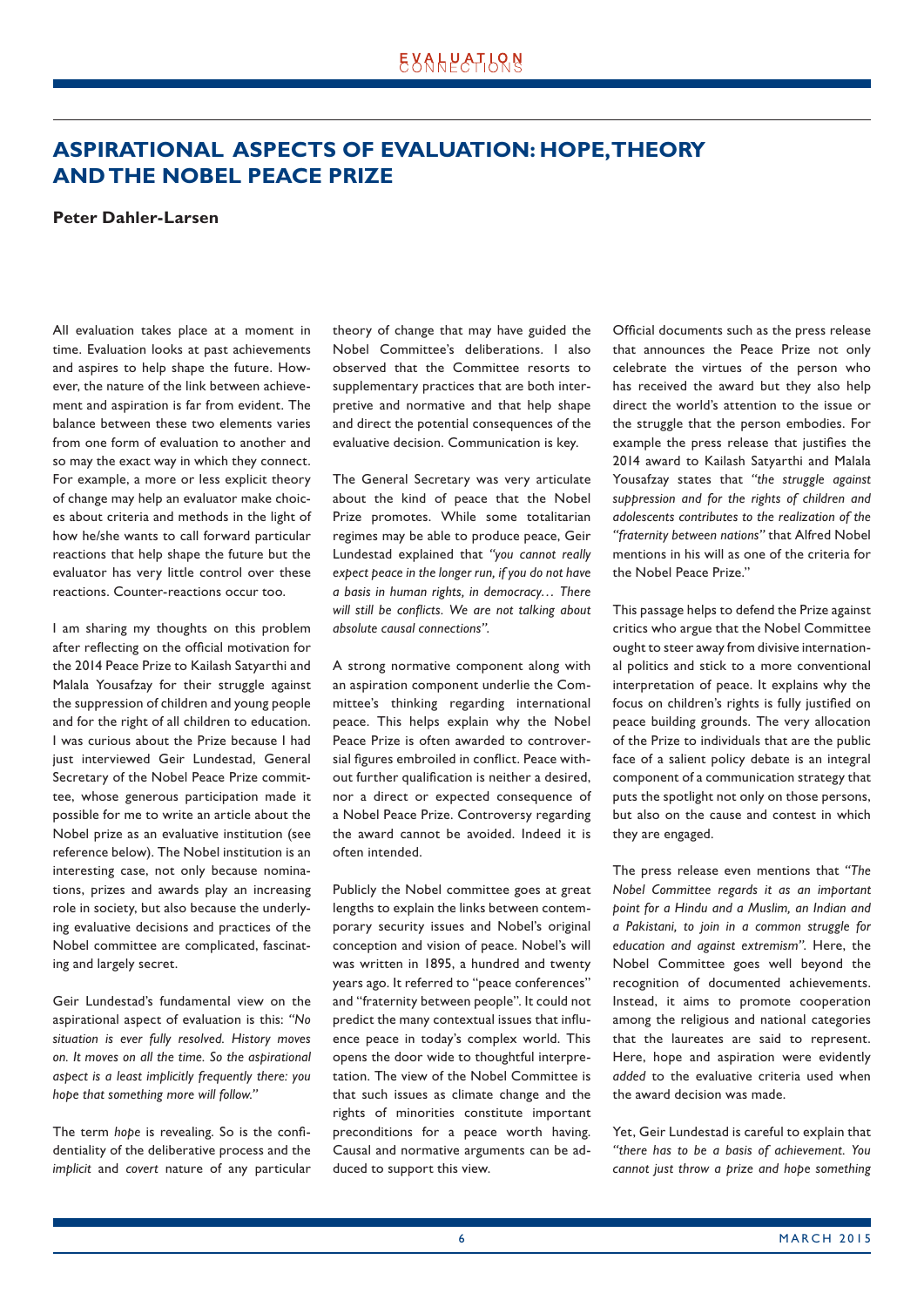# ASPIRATIONAL ASPECTS OF EVALUATION: HOPE, THEORY AND THE NOBEL PEACE PRIZE

**Peter Dahler-Larsen**

All evaluation takes place at a moment in time. Evaluation looks at past achievements and aspires to help shape the future. However, the nature of the link between achievement and aspiration is far from evident. The balance between these two elements varies from one form of evaluation to another and so may the exact way in which they connect. For example, a more or less explicit theory of change may help an evaluator make choices about criteria and methods in the light of how he/she wants to call forward particular reactions that help shape the future but the evaluator has very little control over these reactions. Counter-reactions occur too.

I am sharing my thoughts on this problem after reflecting on the official motivation for the 2014 Peace Prize to Kailash Satyarthi and Malala Yousafzay for their struggle against the suppression of children and young people and for the right of all children to education. I was curious about the Prize because I had just interviewed Geir Lundestad, General Secretary of the Nobel Peace Prize committee, whose generous participation made it possible for me to write an article about the Nobel prize as an evaluative institution (see reference below). The Nobel institution is an interesting case, not only because nominations, prizes and awards play an increasing role in society, but also because the underlying evaluative decisions and practices of the Nobel committee are complicated, fascinating and largely secret.

Geir Lundestad's fundamental view on the aspirational aspect of evaluation is this: *"No situation is ever fully resolved. History moves on. It moves on all the time. So the aspirational aspect is a least implicitly frequently there: you hope that something more will follow."*

The term *hope* is revealing. So is the confidentiality of the deliberative process and the *implicit* and *covert* nature of any particular theory of change that may have guided the Nobel Committee's deliberations. I also observed that the Committee resorts to supplementary practices that are both interpretive and normative and that help shape and direct the potential consequences of the evaluative decision. Communication is key.

The General Secretary was very articulate about the kind of peace that the Nobel Prize promotes. While some totalitarian regimes may be able to produce peace, Geir Lundestad explained that *"you cannot really expect peace in the longer run, if you do not have a basis in human rights, in democracy… There will still be conflicts. We are not talking about absolute causal connections".*

A strong normative component along with an aspiration component underlie the Committee's thinking regarding international peace. This helps explain why the Nobel Peace Prize is often awarded to controversial figures embroiled in conflict. Peace without further qualification is neither a desired, nor a direct or expected consequence of a Nobel Peace Prize. Controversy regarding the award cannot be avoided. Indeed it is often intended.

Publicly the Nobel committee goes at great lengths to explain the links between contemporary security issues and Nobel's original conception and vision of peace. Nobel's will was written in 1895, a hundred and twenty years ago. It referred to "peace conferences" and "fraternity between people". It could not predict the many contextual issues that influence peace in today's complex world. This opens the door wide to thoughtful interpretation. The view of the Nobel Committee is that such issues as climate change and the rights of minorities constitute important preconditions for a peace worth having. Causal and normative arguments can be adduced to support this view.

Official documents such as the press release that announces the Peace Prize not only celebrate the virtues of the person who has received the award but they also help direct the world's attention to the issue or the struggle that the person embodies. For example the press release that justifies the 2014 award to Kailash Satyarthi and Malala Yousafzay states that *"the struggle against suppression and for the rights of children and adolescents contributes to the realization of the "fraternity between nations"* that Alfred Nobel mentions in his will as one of the criteria for the Nobel Peace Prize."

This passage helps to defend the Prize against critics who argue that the Nobel Committee ought to steer away from divisive international politics and stick to a more conventional interpretation of peace. It explains why the focus on children's rights is fully justified on peace building grounds. The very allocation of the Prize to individuals that are the public face of a salient policy debate is an integral component of a communication strategy that puts the spotlight not only on those persons, but also on the cause and contest in which they are engaged.

The press release even mentions that *"The Nobel Committee regards it as an important point for a Hindu and a Muslim, an Indian and a Pakistani, to join in a common struggle for education and against extremism".* Here, the Nobel Committee goes well beyond the recognition of documented achievements. Instead, it aims to promote cooperation among the religious and national categories that the laureates are said to represent. Here, hope and aspiration were evidently *added* to the evaluative criteria used when the award decision was made.

Yet, Geir Lundestad is careful to explain that *"there has to be a basis of achievement. You cannot just throw a prize and hope something*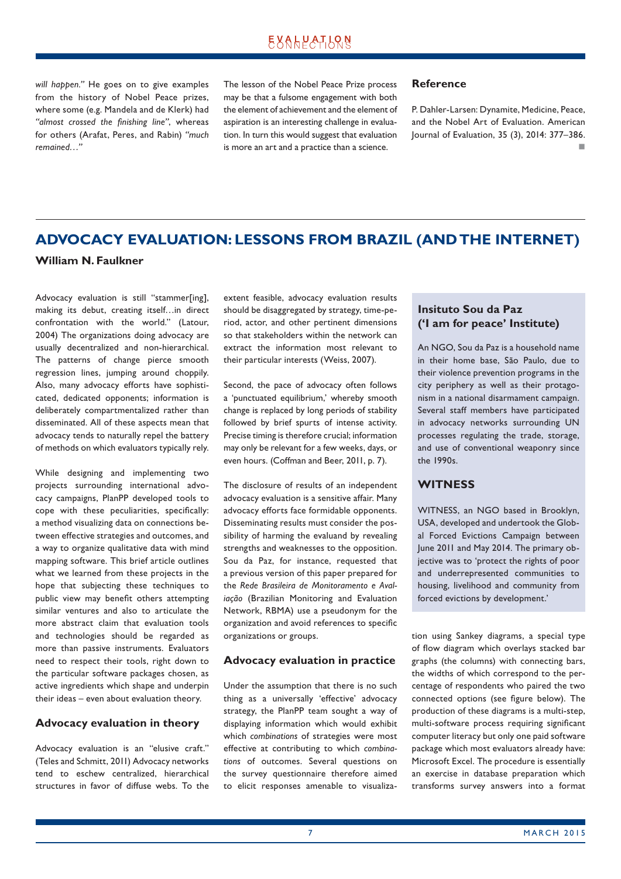*will happen."* He goes on to give examples from the history of Nobel Peace prizes, where some (e.g. Mandela and de Klerk) had *"almost crossed the finishing line"*, whereas for others (Arafat, Peres, and Rabin) *"much remained…"*

The lesson of the Nobel Peace Prize process may be that a fulsome engagement with both the element of achievement and the element of aspiration is an interesting challenge in evaluation. In turn this would suggest that evaluation is more an art and a practice than a science.

### Reference

P. Dahler-Larsen: Dynamite, Medicine, Peace, and the Nobel Art of Evaluation. American Journal of Evaluation, 35 (3), 2014: 377–386.

## ADVOCACY EVALUATION: LESSONS FROM BRAZIL (AND THE INTERNET)

**William N. Faulkner**

Advocacy evaluation is still "stammer[ing], making its debut, creating itself…in direct confrontation with the world." (Latour, 2004) The organizations doing advocacy are usually decentralized and non-hierarchical. The patterns of change pierce smooth regression lines, jumping around choppily. Also, many advocacy efforts have sophisticated, dedicated opponents; information is deliberately compartmentalized rather than disseminated. All of these aspects mean that advocacy tends to naturally repel the battery of methods on which evaluators typically rely.

While designing and implementing two projects surrounding international advocacy campaigns, PlanPP developed tools to cope with these peculiarities, specifically: a method visualizing data on connections between effective strategies and outcomes, and a way to organize qualitative data with mind mapping software. This brief article outlines what we learned from these projects in the hope that subjecting these techniques to public view may benefit others attempting similar ventures and also to articulate the more abstract claim that evaluation tools and technologies should be regarded as more than passive instruments. Evaluators need to respect their tools, right down to the particular software packages chosen, as active ingredients which shape and underpin their ideas – even about evaluation theory.

### Advocacy evaluation in theory

Advocacy evaluation is an "elusive craft." (Teles and Schmitt, 2011) Advocacy networks tend to eschew centralized, hierarchical structures in favor of diffuse webs. To the extent feasible, advocacy evaluation results should be disaggregated by strategy, time-period, actor, and other pertinent dimensions so that stakeholders within the network can extract the information most relevant to their particular interests (Weiss, 2007).

Second, the pace of advocacy often follows a 'punctuated equilibrium,' whereby smooth change is replaced by long periods of stability followed by brief spurts of intense activity. Precise timing is therefore crucial; information may only be relevant for a few weeks, days, or even hours. (Coffman and Beer, 2011, p. 7).

The disclosure of results of an independent advocacy evaluation is a sensitive affair. Many advocacy efforts face formidable opponents. Disseminating results must consider the possibility of harming the evaluand by revealing strengths and weaknesses to the opposition. Sou da Paz, for instance, requested that a previous version of this paper prepared for the *Rede Brasileira de Monitoramento e Avaliação* (Brazilian Monitoring and Evaluation Network, RBMA) use a pseudonym for the organization and avoid references to specific organizations or groups.

### Advocacy evaluation in practice

Under the assumption that there is no such thing as a universally 'effective' advocacy strategy, the PlanPP team sought a way of displaying information which would exhibit which *combinations* of strategies were most effective at contributing to which *combinations* of outcomes. Several questions on the survey questionnaire therefore aimed to elicit responses amenable to visualization using Sankey diagrams, a special type of flow diagram which overlays stacked bar graphs (the columns) with connecting bars, the widths of which correspond to the percentage of respondents who paired the two connected options (see figure below). The production of these diagrams is a multi-step, multi-software process requiring significant computer literacy but only one paid software package which most evaluators already have: Microsoft Excel. The procedure is essentially an exercise in database preparation which transforms survey answers into a format

> **Insituto Sou da Paz ('I am for peace' Institute)**
>
> An NGO, Sou da Paz is a household name in their home base, São Paulo, due to their violence prevention programs in the city periphery as well as their protagonism in a national disarmament campaign. Several staff members have participated in advocacy networks surrounding UN processes regulating the trade, storage, and use of conventional weaponry since the 1990s.
>
> **WITNESS**
>
> WITNESS, an NGO based in Brooklyn, USA, developed and undertook the Global Forced Evictions Campaign between June 2011 and May 2014. The primary objective was to 'protect the rights of poor and underrepresented communities to housing, livelihood and community from forced evictions by development.'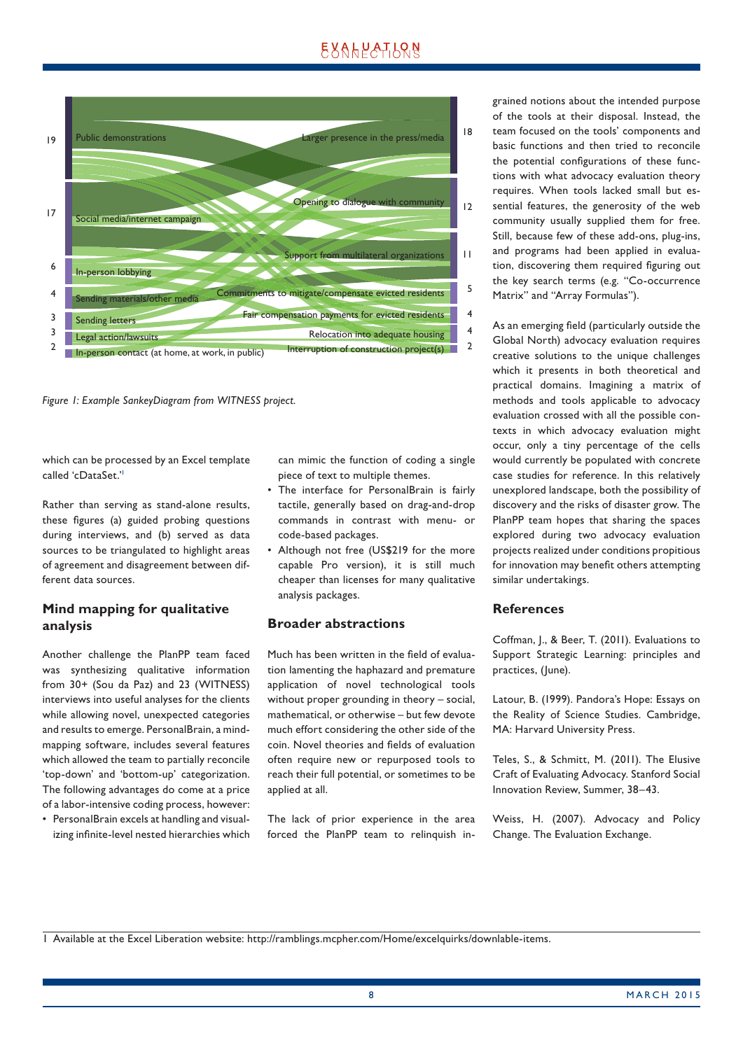19 Public demonstrations
17 Social media/internet campaign
6 In-person lobbying
4 Sending materials/other media
3 Sending letters
3 Legal action/lawsuits
2 In-person contact (at home, at work, in public)

Larger presence in the press/media 18
Opening to dialogue with community 12
Support from multilateral organizations 11
Commitments to mitigate/compensate evicted residents 5
Fair compensation payments for evicted residents 4
Relocation into adequate housing 4
Interruption of construction project(s) 2

*Figure 1: Example SankeyDiagram from WITNESS project.*

which can be processed by an Excel template called 'cDataSet.'[1]

Rather than serving as stand-alone results, these figures (a) guided probing questions during interviews, and (b) served as data sources to be triangulated to highlight areas of agreement and disagreement between different data sources.

## Mind mapping for qualitative analysis

Another challenge the PlanPP team faced was synthesizing qualitative information from 30+ (Sou da Paz) and 23 (WITNESS) interviews into useful analyses for the clients while allowing novel, unexpected categories and results to emerge. PersonalBrain, a mind-mapping software, includes several features which allowed the team to partially reconcile 'top-down' and 'bottom-up' categorization. The following advantages do come at a price of a labor-intensive coding process, however:

- PersonalBrain excels at handling and visualizing infinite-level nested hierarchies which can mimic the function of coding a single piece of text to multiple themes.
- The interface for PersonalBrain is fairly tactile, generally based on drag-and-drop commands in contrast with menu- or code-based packages.
- Although not free (US$219 for the more capable Pro version), it is still much cheaper than licenses for many qualitative analysis packages.

## Broader abstractions

Much has been written in the field of evaluation lamenting the haphazard and premature application of novel technological tools without proper grounding in theory – social, mathematical, or otherwise – but few devote much effort considering the other side of the coin. Novel theories and fields of evaluation often require new or repurposed tools to reach their full potential, or sometimes to be applied at all.

The lack of prior experience in the area forced the PlanPP team to relinquish ingrained notions about the intended purpose of the tools at their disposal. Instead, the team focused on the tools' components and basic functions and then tried to reconcile the potential configurations of these functions with what advocacy evaluation theory requires. When tools lacked small but essential features, the generosity of the web community usually supplied them for free. Still, because few of these add-ons, plug-ins, and programs had been applied in evaluation, discovering them required figuring out the key search terms (e.g. "Co-occurrence Matrix" and "Array Formulas").

As an emerging field (particularly outside the Global North) advocacy evaluation requires creative solutions to the unique challenges which it presents in both theoretical and practical domains. Imagining a matrix of methods and tools applicable to advocacy evaluation crossed with all the possible contexts in which advocacy evaluation might occur, only a tiny percentage of the cells would currently be populated with concrete case studies for reference. In this relatively unexplored landscape, both the possibility of discovery and the risks of disaster grow. The PlanPP team hopes that sharing the spaces explored during two advocacy evaluation projects realized under conditions propitious for innovation may benefit others attempting similar undertakings.

## References

Coffman, J., & Beer, T. (2011). Evaluations to Support Strategic Learning: principles and practices, (June).

Latour, B. (1999). Pandora's Hope: Essays on the Reality of Science Studies. Cambridge, MA: Harvard University Press.

Teles, S., & Schmitt, M. (2011). The Elusive Craft of Evaluating Advocacy. Stanford Social Innovation Review, Summer, 38–43.

Weiss, H. (2007). Advocacy and Policy Change. The Evaluation Exchange.

1 Available at the Excel Liberation website: http://ramblings.mcpher.com/Home/excelquirks/downlable-items.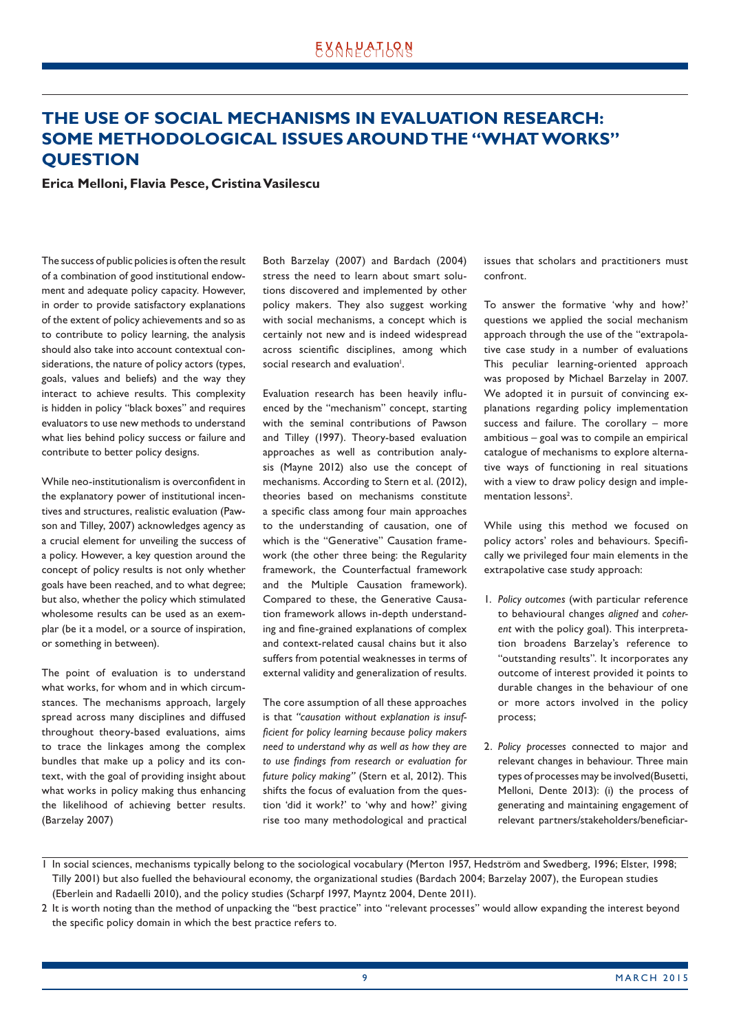# THE USE OF SOCIAL MECHANISMS IN EVALUATION RESEARCH: SOME METHODOLOGICAL ISSUES AROUND THE "WHAT WORKS" QUESTION

**Erica Melloni, Flavia Pesce, Cristina Vasilescu**

The success of public policies is often the result of a combination of good institutional endowment and adequate policy capacity. However, in order to provide satisfactory explanations of the extent of policy achievements and so as to contribute to policy learning, the analysis should also take into account contextual considerations, the nature of policy actors (types, goals, values and beliefs) and the way they interact to achieve results. This complexity is hidden in policy "black boxes" and requires evaluators to use new methods to understand what lies behind policy success or failure and contribute to better policy designs.

While neo-institutionalism is overconfident in the explanatory power of institutional incentives and structures, realistic evaluation (Pawson and Tilley, 2007) acknowledges agency as a crucial element for unveiling the success of a policy. However, a key question around the concept of policy results is not only whether goals have been reached, and to what degree; but also, whether the policy which stimulated wholesome results can be used as an exemplar (be it a model, or a source of inspiration, or something in between).

The point of evaluation is to understand what works, for whom and in which circumstances. The mechanisms approach, largely spread across many disciplines and diffused throughout theory-based evaluations, aims to trace the linkages among the complex bundles that make up a policy and its context, with the goal of providing insight about what works in policy making thus enhancing the likelihood of achieving better results. (Barzelay 2007)

Both Barzelay (2007) and Bardach (2004) stress the need to learn about smart solutions discovered and implemented by other policy makers. They also suggest working with social mechanisms, a concept which is certainly not new and is indeed widespread across scientific disciplines, among which social research and evaluation[1].

Evaluation research has been heavily influenced by the "mechanism" concept, starting with the seminal contributions of Pawson and Tilley (1997). Theory-based evaluation approaches as well as contribution analysis (Mayne 2012) also use the concept of mechanisms. According to Stern et al. (2012), theories based on mechanisms constitute a specific class among four main approaches to the understanding of causation, one of which is the "Generative" Causation framework (the other three being: the Regularity framework, the Counterfactual framework and the Multiple Causation framework). Compared to these, the Generative Causation framework allows in-depth understanding and fine-grained explanations of complex and context-related causal chains but it also suffers from potential weaknesses in terms of external validity and generalization of results.

The core assumption of all these approaches is that *"causation without explanation is insufficient for policy learning because policy makers need to understand why as well as how they are to use findings from research or evaluation for future policy making"* (Stern et al, 2012). This shifts the focus of evaluation from the question 'did it work?' to 'why and how?' giving rise too many methodological and practical issues that scholars and practitioners must confront.

To answer the formative 'why and how?' questions we applied the social mechanism approach through the use of the "extrapolative case study in a number of evaluations This peculiar learning-oriented approach was proposed by Michael Barzelay in 2007. We adopted it in pursuit of convincing explanations regarding policy implementation success and failure. The corollary – more ambitious – goal was to compile an empirical catalogue of mechanisms to explore alternative ways of functioning in real situations with a view to draw policy design and implementation lessons[2].

While using this method we focused on policy actors' roles and behaviours. Specifically we privileged four main elements in the extrapolative case study approach:

1. *Policy outcomes* (with particular reference to behavioural changes *aligned* and *coherent* with the policy goal). This interpretation broadens Barzelay's reference to "outstanding results". It incorporates any outcome of interest provided it points to durable changes in the behaviour of one or more actors involved in the policy process;
2. *Policy processes* connected to major and relevant changes in behaviour. Three main types of processes may be involved(Busetti, Melloni, Dente 2013): (i) the process of generating and maintaining engagement of relevant partners/stakeholders/beneficiar-

---

1 In social sciences, mechanisms typically belong to the sociological vocabulary (Merton 1957, Hedström and Swedberg, 1996; Elster, 1998; Tilly 2001) but also fuelled the behavioural economy, the organizational studies (Bardach 2004; Barzelay 2007), the European studies (Eberlein and Radaelli 2010), and the policy studies (Scharpf 1997, Mayntz 2004, Dente 2011).

2 It is worth noting than the method of unpacking the "best practice" into "relevant processes" would allow expanding the interest beyond the specific policy domain in which the best practice refers to.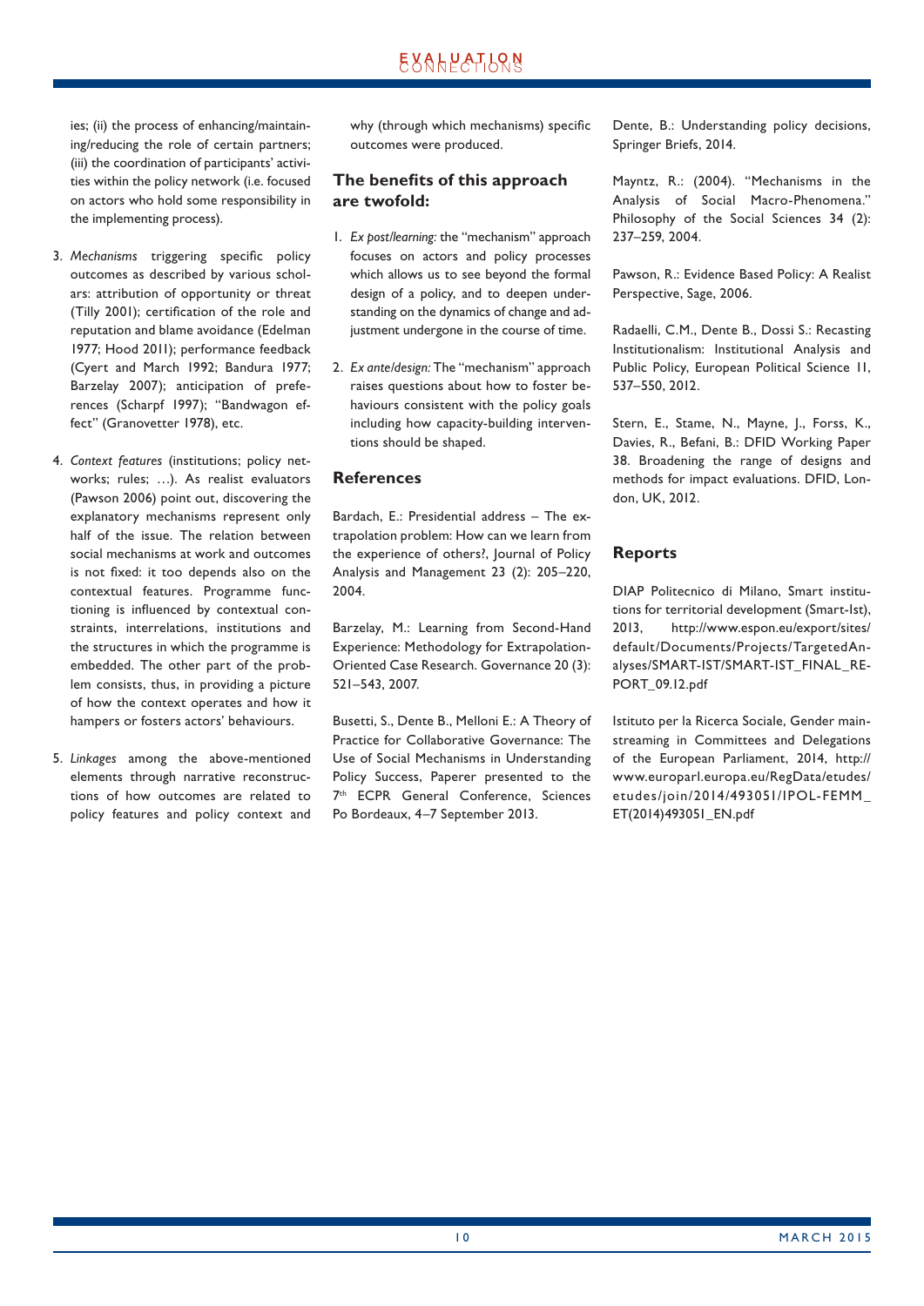ies; (ii) the process of enhancing/maintaining/reducing the role of certain partners; (iii) the coordination of participants' activities within the policy network (i.e. focused on actors who hold some responsibility in the implementing process).

3. *Mechanisms* triggering specific policy outcomes as described by various scholars: attribution of opportunity or threat (Tilly 2001); certification of the role and reputation and blame avoidance (Edelman 1977; Hood 2011); performance feedback (Cyert and March 1992; Bandura 1977; Barzelay 2007); anticipation of preferences (Scharpf 1997); "Bandwagon effect" (Granovetter 1978), etc.

4. *Context features* (institutions; policy networks; rules; …). As realist evaluators (Pawson 2006) point out, discovering the explanatory mechanisms represent only half of the issue. The relation between social mechanisms at work and outcomes is not fixed: it too depends also on the contextual features. Programme functioning is influenced by contextual constraints, interrelations, institutions and the structures in which the programme is embedded. The other part of the problem consists, thus, in providing a picture of how the context operates and how it hampers or fosters actors' behaviours.

5. *Linkages* among the above-mentioned elements through narrative reconstructions of how outcomes are related to policy features and policy context and why (through which mechanisms) specific outcomes were produced.

## The benefits of this approach are twofold:

1. *Ex post/learning:* the "mechanism" approach focuses on actors and policy processes which allows us to see beyond the formal design of a policy, and to deepen understanding on the dynamics of change and adjustment undergone in the course of time.

2. *Ex ante/design:* The "mechanism" approach raises questions about how to foster behaviours consistent with the policy goals including how capacity-building interventions should be shaped.

## References

Bardach, E.: Presidential address – The extrapolation problem: How can we learn from the experience of others?, Journal of Policy Analysis and Management 23 (2): 205–220, 2004.

Barzelay, M.: Learning from Second-Hand Experience: Methodology for Extrapolation-Oriented Case Research. Governance 20 (3): 521–543, 2007.

Busetti, S., Dente B., Melloni E.: A Theory of Practice for Collaborative Governance: The Use of Social Mechanisms in Understanding Policy Success, Paperer presented to the 7th ECPR General Conference, Sciences Po Bordeaux, 4–7 September 2013.

Dente, B.: Understanding policy decisions, Springer Briefs, 2014.

Mayntz, R.: (2004). "Mechanisms in the Analysis of Social Macro-Phenomena." Philosophy of the Social Sciences 34 (2): 237–259, 2004.

Pawson, R.: Evidence Based Policy: A Realist Perspective, Sage, 2006.

Radaelli, C.M., Dente B., Dossi S.: Recasting Institutionalism: Institutional Analysis and Public Policy, European Political Science 11, 537–550, 2012.

Stern, E., Stame, N., Mayne, J., Forss, K., Davies, R., Befani, B.: DFID Working Paper 38. Broadening the range of designs and methods for impact evaluations. DFID, London, UK, 2012.

## Reports

DIAP Politecnico di Milano, Smart institutions for territorial development (Smart-Ist), 2013, http://www.espon.eu/export/sites/default/Documents/Projects/TargetedAnalyses/SMART-IST/SMART-IST_FINAL_REPORT_09.12.pdf

Istituto per la Ricerca Sociale, Gender mainstreaming in Committees and Delegations of the European Parliament, 2014, http://www.europarl.europa.eu/RegData/etudes/etudes/join/2014/493051/IPOL-FEMM_ET(2014)493051_EN.pdf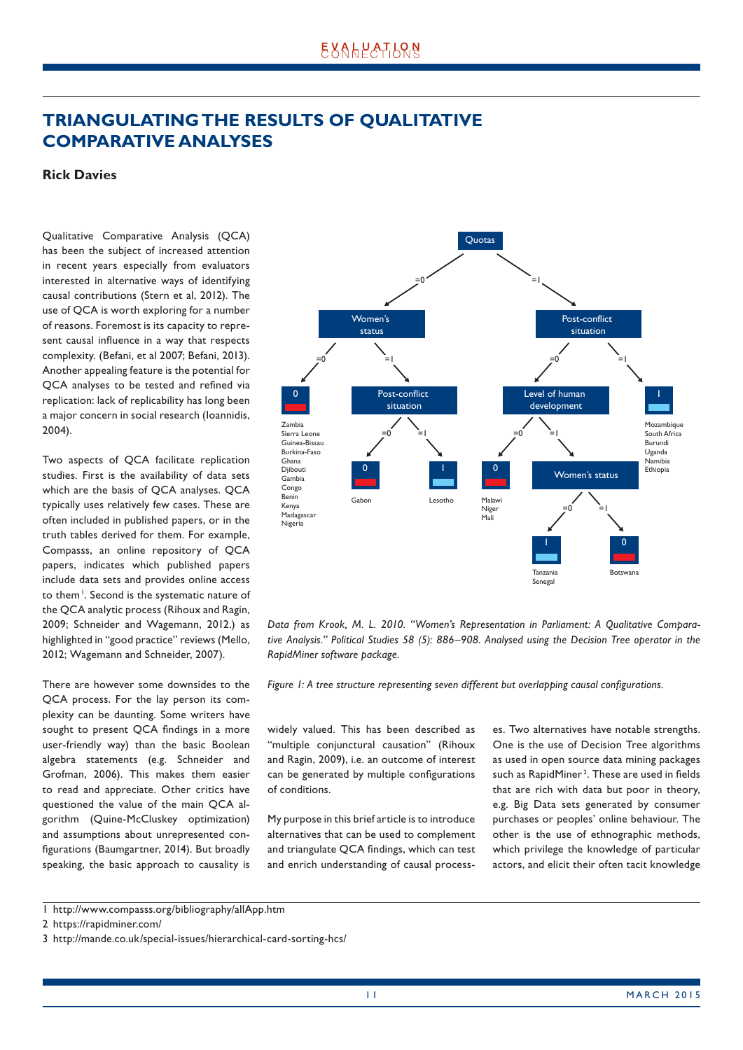# TRIANGULATING THE RESULTS OF QUALITATIVE COMPARATIVE ANALYSES

**Rick Davies**

Qualitative Comparative Analysis (QCA) has been the subject of increased attention in recent years especially from evaluators interested in alternative ways of identifying causal contributions (Stern et al, 2012). The use of QCA is worth exploring for a number of reasons. Foremost is its capacity to represent causal influence in a way that respects complexity. (Befani, et al 2007; Befani, 2013). Another appealing feature is the potential for QCA analyses to be tested and refined via replication: lack of replicability has long been a major concern in social research (Ioannidis, 2004).

Two aspects of QCA facilitate replication studies. First is the availability of data sets which are the basis of QCA analyses. QCA typically uses relatively few cases. These are often included in published papers, or in the truth tables derived for them. For example, Compasss, an online repository of QCA papers, indicates which published papers include data sets and provides online access to them[1]. Second is the systematic nature of the QCA analytic process (Rihoux and Ragin, 2009; Schneider and Wagemann, 2012.) as highlighted in "good practice" reviews (Mello, 2012; Wagemann and Schneider, 2007).

There are however some downsides to the QCA process. For the lay person its complexity can be daunting. Some writers have sought to present QCA findings in a more user-friendly way) than the basic Boolean algebra statements (e.g. Schneider and Grofman, 2006). This makes them easier to read and appreciate. Other critics have questioned the value of the main QCA algorithm (Quine-McCluskey optimization) and assumptions about unrepresented configurations (Baumgartner, 2014). But broadly speaking, the basic approach to causality is widely valued. This has been described as "multiple conjunctural causation" (Rihoux and Ragin, 2009), i.e. an outcome of interest can be generated by multiple configurations of conditions.

Quotas
=0
Women's status
=0
0
Zambia
Sierra Leone
Guinea-Bissau
Burkina-Faso
Ghana
Djibouti
Gambia
Congo
Benin
Kenya
Madagascar
Nigeria
=1
Post-conflict situation
=0
0
Gabon
=1
1
Lesotho
=1
Post-conflict situation
=0
Level of human development
=0
0
Malawi
Niger
Mali
=1
Women's status
=0
1
Tanzania
Senegal
=1
0
Botswana
=1
1
Mozambique
South Africa
Burundi
Uganda
Namibia
Ethiopia

*Data from Krook, M. L. 2010. "Women's Representation in Parliament: A Qualitative Comparative Analysis." Political Studies 58 (5): 886–908. Analysed using the Decision Tree operator in the RapidMiner software package.*

*Figure 1: A tree structure representing seven different but overlapping causal configurations.*

My purpose in this brief article is to introduce alternatives that can be used to complement and triangulate QCA findings, which can test and enrich understanding of causal processes. Two alternatives have notable strengths. One is the use of Decision Tree algorithms as used in open source data mining packages such as RapidMiner[2]. These are used in fields that are rich with data but poor in theory, e.g. Big Data sets generated by consumer purchases or peoples' online behaviour. The other is the use of ethnographic methods, which privilege the knowledge of particular actors, and elicit their often tacit knowledge

1 http://www.compasss.org/bibliography/allApp.htm

2 https://rapidminer.com/

3 http://mande.co.uk/special-issues/hierarchical-card-sorting-hcs/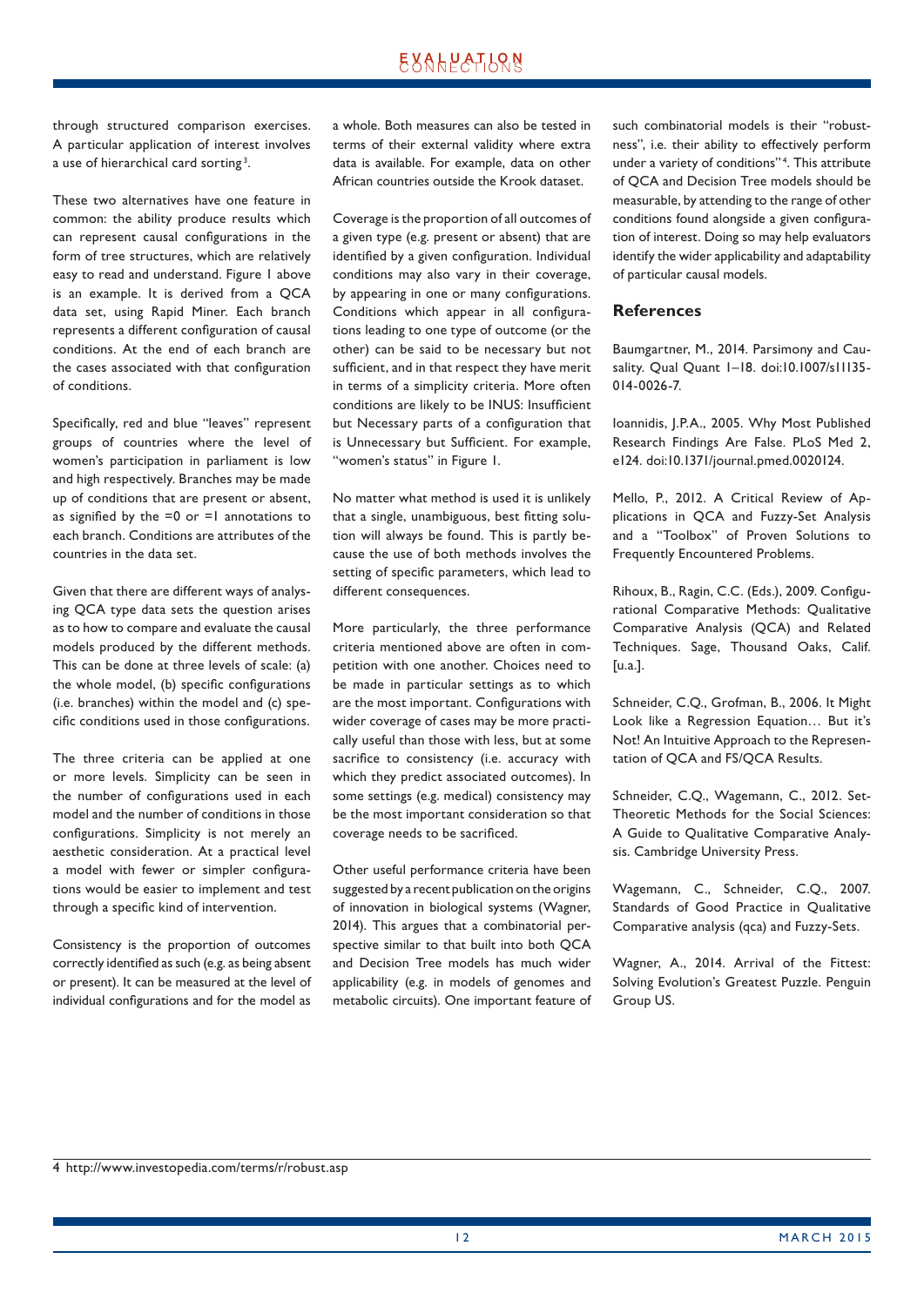through structured comparison exercises. A particular application of interest involves a use of hierarchical card sorting[3].

These two alternatives have one feature in common: the ability produce results which can represent causal configurations in the form of tree structures, which are relatively easy to read and understand. Figure 1 above is an example. It is derived from a QCA data set, using Rapid Miner. Each branch represents a different configuration of causal conditions. At the end of each branch are the cases associated with that configuration of conditions.

Specifically, red and blue "leaves" represent groups of countries where the level of women's participation in parliament is low and high respectively. Branches may be made up of conditions that are present or absent, as signified by the =0 or =1 annotations to each branch. Conditions are attributes of the countries in the data set.

Given that there are different ways of analysing QCA type data sets the question arises as to how to compare and evaluate the causal models produced by the different methods. This can be done at three levels of scale: (a) the whole model, (b) specific configurations (i.e. branches) within the model and (c) specific conditions used in those configurations.

The three criteria can be applied at one or more levels. Simplicity can be seen in the number of configurations used in each model and the number of conditions in those configurations. Simplicity is not merely an aesthetic consideration. At a practical level a model with fewer or simpler configurations would be easier to implement and test through a specific kind of intervention.

Consistency is the proportion of outcomes correctly identified as such (e.g. as being absent or present). It can be measured at the level of individual configurations and for the model as a whole. Both measures can also be tested in terms of their external validity where extra data is available. For example, data on other African countries outside the Krook dataset.

Coverage is the proportion of all outcomes of a given type (e.g. present or absent) that are identified by a given configuration. Individual conditions may also vary in their coverage, by appearing in one or many configurations. Conditions which appear in all configurations leading to one type of outcome (or the other) can be said to be necessary but not sufficient, and in that respect they have merit in terms of a simplicity criteria. More often conditions are likely to be INUS: Insufficient but Necessary parts of a configuration that is Unnecessary but Sufficient. For example, "women's status" in Figure 1.

No matter what method is used it is unlikely that a single, unambiguous, best fitting solution will always be found. This is partly because the use of both methods involves the setting of specific parameters, which lead to different consequences.

More particularly, the three performance criteria mentioned above are often in competition with one another. Choices need to be made in particular settings as to which are the most important. Configurations with wider coverage of cases may be more practically useful than those with less, but at some sacrifice to consistency (i.e. accuracy with which they predict associated outcomes). In some settings (e.g. medical) consistency may be the most important consideration so that coverage needs to be sacrificed.

Other useful performance criteria have been suggested by a recent publication on the origins of innovation in biological systems (Wagner, 2014). This argues that a combinatorial perspective similar to that built into both QCA and Decision Tree models has much wider applicability (e.g. in models of genomes and metabolic circuits). One important feature of such combinatorial models is their "robustness", i.e. their ability to effectively perform under a variety of conditions"[4]. This attribute of QCA and Decision Tree models should be measurable, by attending to the range of other conditions found alongside a given configuration of interest. Doing so may help evaluators identify the wider applicability and adaptability of particular causal models.

## References

Baumgartner, M., 2014. Parsimony and Causality. Qual Quant 1–18. doi:10.1007/s11135-014-0026-7.

Ioannidis, J.P.A., 2005. Why Most Published Research Findings Are False. PLoS Med 2, e124. doi:10.1371/journal.pmed.0020124.

Mello, P., 2012. A Critical Review of Applications in QCA and Fuzzy-Set Analysis and a "Toolbox" of Proven Solutions to Frequently Encountered Problems.

Rihoux, B., Ragin, C.C. (Eds.), 2009. Configurational Comparative Methods: Qualitative Comparative Analysis (QCA) and Related Techniques. Sage, Thousand Oaks, Calif. [u.a.].

Schneider, C.Q., Grofman, B., 2006. It Might Look like a Regression Equation… But it's Not! An Intuitive Approach to the Representation of QCA and FS/QCA Results.

Schneider, C.Q., Wagemann, C., 2012. Set-Theoretic Methods for the Social Sciences: A Guide to Qualitative Comparative Analysis. Cambridge University Press.

Wagemann, C., Schneider, C.Q., 2007. Standards of Good Practice in Qualitative Comparative analysis (qca) and Fuzzy-Sets.

Wagner, A., 2014. Arrival of the Fittest: Solving Evolution's Greatest Puzzle. Penguin Group US.

4 http://www.investopedia.com/terms/r/robust.asp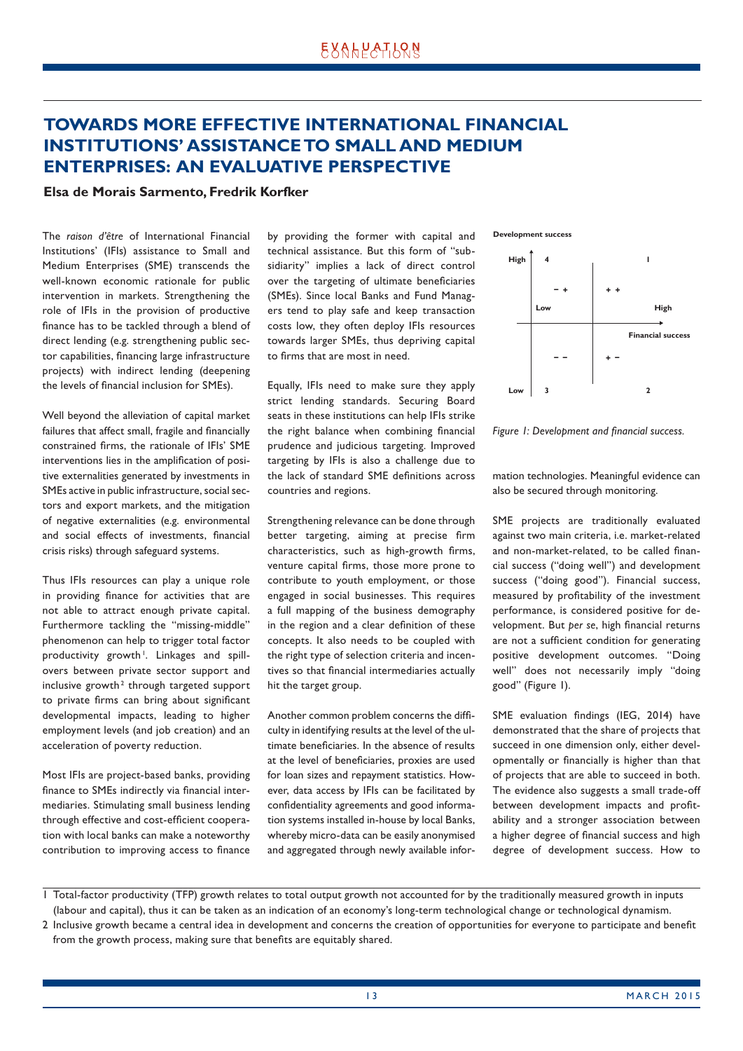# TOWARDS MORE EFFECTIVE INTERNATIONAL FINANCIAL INSTITUTIONS' ASSISTANCE TO SMALL AND MEDIUM ENTERPRISES: AN EVALUATIVE PERSPECTIVE

**Elsa de Morais Sarmento, Fredrik Korfker**

The *raison d'être* of International Financial Institutions' (IFIs) assistance to Small and Medium Enterprises (SME) transcends the well-known economic rationale for public intervention in markets. Strengthening the role of IFIs in the provision of productive finance has to be tackled through a blend of direct lending (e.g. strengthening public sector capabilities, financing large infrastructure projects) with indirect lending (deepening the levels of financial inclusion for SMEs).

Well beyond the alleviation of capital market failures that affect small, fragile and financially constrained firms, the rationale of IFIs' SME interventions lies in the amplification of positive externalities generated by investments in SMEs active in public infrastructure, social sectors and export markets, and the mitigation of negative externalities (e.g. environmental and social effects of investments, financial crisis risks) through safeguard systems.

Thus IFIs resources can play a unique role in providing finance for activities that are not able to attract enough private capital. Furthermore tackling the "missing-middle" phenomenon can help to trigger total factor productivity growth[1]. Linkages and spillovers between private sector support and inclusive growth[2] through targeted support to private firms can bring about significant developmental impacts, leading to higher employment levels (and job creation) and an acceleration of poverty reduction.

Most IFIs are project-based banks, providing finance to SMEs indirectly via financial intermediaries. Stimulating small business lending through effective and cost-efficient cooperation with local banks can make a noteworthy contribution to improving access to finance by providing the former with capital and technical assistance. But this form of "subsidiarity" implies a lack of direct control over the targeting of ultimate beneficiaries (SMEs). Since local Banks and Fund Managers tend to play safe and keep transaction costs low, they often deploy IFIs resources towards larger SMEs, thus depriving capital to firms that are most in need.

Equally, IFIs need to make sure they apply strict lending standards. Securing Board seats in these institutions can help IFIs strike the right balance when combining financial prudence and judicious targeting. Improved targeting by IFIs is also a challenge due to the lack of standard SME definitions across countries and regions.

Strengthening relevance can be done through better targeting, aiming at precise firm characteristics, such as high-growth firms, venture capital firms, those more prone to contribute to youth employment, or those engaged in social businesses. This requires a full mapping of the business demography in the region and a clear definition of these concepts. It also needs to be coupled with the right type of selection criteria and incentives so that financial intermediaries actually hit the target group.

Another common problem concerns the difficulty in identifying results at the level of the ultimate beneficiaries. In the absence of results at the level of beneficiaries, proxies are used for loan sizes and repayment statistics. However, data access by IFIs can be facilitated by confidentiality agreements and good information systems installed in-house by local Banks, whereby micro-data can be easily anonymised and aggregated through newly available information technologies. Meaningful evidence can also be secured through monitoring.

| Development success | | |
|---|---|---|
| High | 4 (− +) | 1 (+ +) |
| Low | 3 (− −) | 2 (+ −) |
| | Low | High — Financial success |

*Figure 1: Development and financial success.*

SME projects are traditionally evaluated against two main criteria, i.e. market-related and non-market-related, to be called financial success ("doing well") and development success ("doing good"). Financial success, measured by profitability of the investment performance, is considered positive for development. But *per se*, high financial returns are not a sufficient condition for generating positive development outcomes. "Doing well" does not necessarily imply "doing good" (Figure 1).

SME evaluation findings (IEG, 2014) have demonstrated that the share of projects that succeed in one dimension only, either developmentally or financially is higher than that of projects that are able to succeed in both. The evidence also suggests a small trade-off between development impacts and profitability and a stronger association between a higher degree of financial success and high degree of development success. How to

1 Total-factor productivity (TFP) growth relates to total output growth not accounted for by the traditionally measured growth in inputs (labour and capital), thus it can be taken as an indication of an economy's long-term technological change or technological dynamism.

2 Inclusive growth became a central idea in development and concerns the creation of opportunities for everyone to participate and benefit from the growth process, making sure that benefits are equitably shared.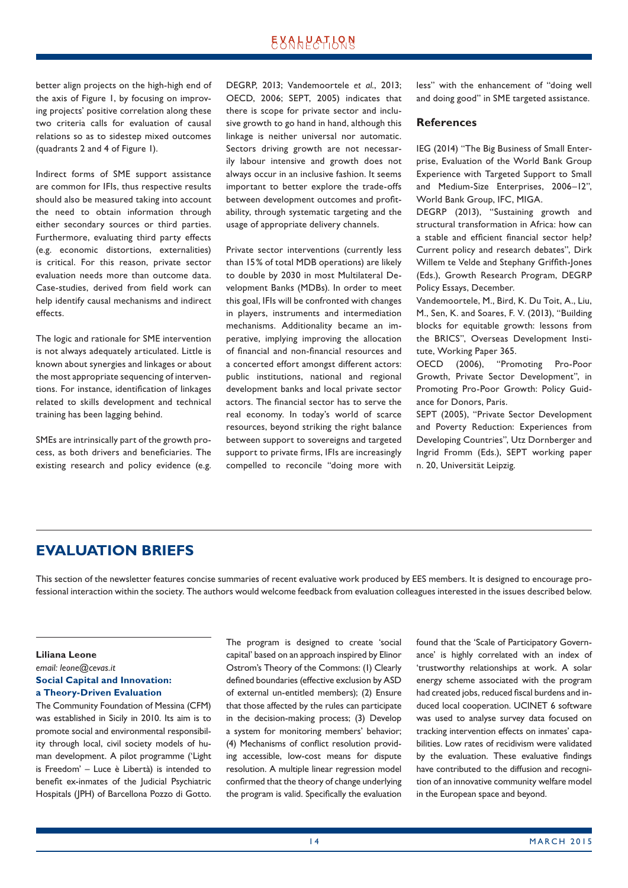better align projects on the high-high end of the axis of Figure 1, by focusing on improving projects' positive correlation along these two criteria calls for evaluation of causal relations so as to sidestep mixed outcomes (quadrants 2 and 4 of Figure 1).

Indirect forms of SME support assistance are common for IFIs, thus respective results should also be measured taking into account the need to obtain information through either secondary sources or third parties. Furthermore, evaluating third party effects (e.g. economic distortions, externalities) is critical. For this reason, private sector evaluation needs more than outcome data. Case-studies, derived from field work can help identify causal mechanisms and indirect effects.

The logic and rationale for SME intervention is not always adequately articulated. Little is known about synergies and linkages or about the most appropriate sequencing of interventions. For instance, identification of linkages related to skills development and technical training has been lagging behind.

SMEs are intrinsically part of the growth process, as both drivers and beneficiaries. The existing research and policy evidence (e.g. DEGRP, 2013; Vandemoortele *et al.*, 2013; OECD, 2006; SEPT, 2005) indicates that there is scope for private sector and inclusive growth to go hand in hand, although this linkage is neither universal nor automatic. Sectors driving growth are not necessarily labour intensive and growth does not always occur in an inclusive fashion. It seems important to better explore the trade-offs between development outcomes and profitability, through systematic targeting and the usage of appropriate delivery channels.

Private sector interventions (currently less than 15% of total MDB operations) are likely to double by 2030 in most Multilateral Development Banks (MDBs). In order to meet this goal, IFIs will be confronted with changes in players, instruments and intermediation mechanisms. Additionality became an imperative, implying improving the allocation of financial and non-financial resources and a concerted effort amongst different actors: public institutions, national and regional development banks and local private sector actors. The financial sector has to serve the real economy. In today's world of scarce resources, beyond striking the right balance between support to sovereigns and targeted support to private firms, IFIs are increasingly compelled to reconcile "doing more with less" with the enhancement of "doing well and doing good" in SME targeted assistance.

### References

IEG (2014) "The Big Business of Small Enterprise, Evaluation of the World Bank Group Experience with Targeted Support to Small and Medium-Size Enterprises, 2006–12", World Bank Group, IFC, MIGA.

DEGRP (2013), "Sustaining growth and structural transformation in Africa: how can a stable and efficient financial sector help? Current policy and research debates", Dirk Willem te Velde and Stephany Griffith-Jones (Eds.), Growth Research Program, DEGRP Policy Essays, December.

Vandemoortele, M., Bird, K. Du Toit, A., Liu, M., Sen, K. and Soares, F. V. (2013), "Building blocks for equitable growth: lessons from the BRICS", Overseas Development Institute, Working Paper 365.

OECD (2006), "Promoting Pro-Poor Growth, Private Sector Development", in Promoting Pro-Poor Growth: Policy Guidance for Donors, Paris.

SEPT (2005), "Private Sector Development and Poverty Reduction: Experiences from Developing Countries", Utz Dornberger and Ingrid Fromm (Eds.), SEPT working paper n. 20, Universität Leipzig.

## EVALUATION BRIEFS

This section of the newsletter features concise summaries of recent evaluative work produced by EES members. It is designed to encourage professional interaction within the society. The authors would welcome feedback from evaluation colleagues interested in the issues described below.

**Liliana Leone**
*email: leone@cevas.it*

### Social Capital and Innovation: a Theory-Driven Evaluation

The Community Foundation of Messina (CFM) was established in Sicily in 2010. Its aim is to promote social and environmental responsibility through local, civil society models of human development. A pilot programme ('Light is Freedom' – Luce è Libertà) is intended to benefit ex-inmates of the Judicial Psychiatric Hospitals (JPH) of Barcellona Pozzo di Gotto. The program is designed to create 'social capital' based on an approach inspired by Elinor Ostrom's Theory of the Commons: (1) Clearly defined boundaries (effective exclusion by ASD of external un-entitled members); (2) Ensure that those affected by the rules can participate in the decision-making process; (3) Develop a system for monitoring members' behavior; (4) Mechanisms of conflict resolution providing accessible, low-cost means for dispute resolution. A multiple linear regression model confirmed that the theory of change underlying the program is valid. Specifically the evaluation found that the 'Scale of Participatory Governance' is highly correlated with an index of 'trustworthy relationships at work. A solar energy scheme associated with the program had created jobs, reduced fiscal burdens and induced local cooperation. UCINET 6 software was used to analyse survey data focused on tracking intervention effects on inmates' capabilities. Low rates of recidivism were validated by the evaluation. These evaluative findings have contributed to the diffusion and recognition of an innovative community welfare model in the European space and beyond.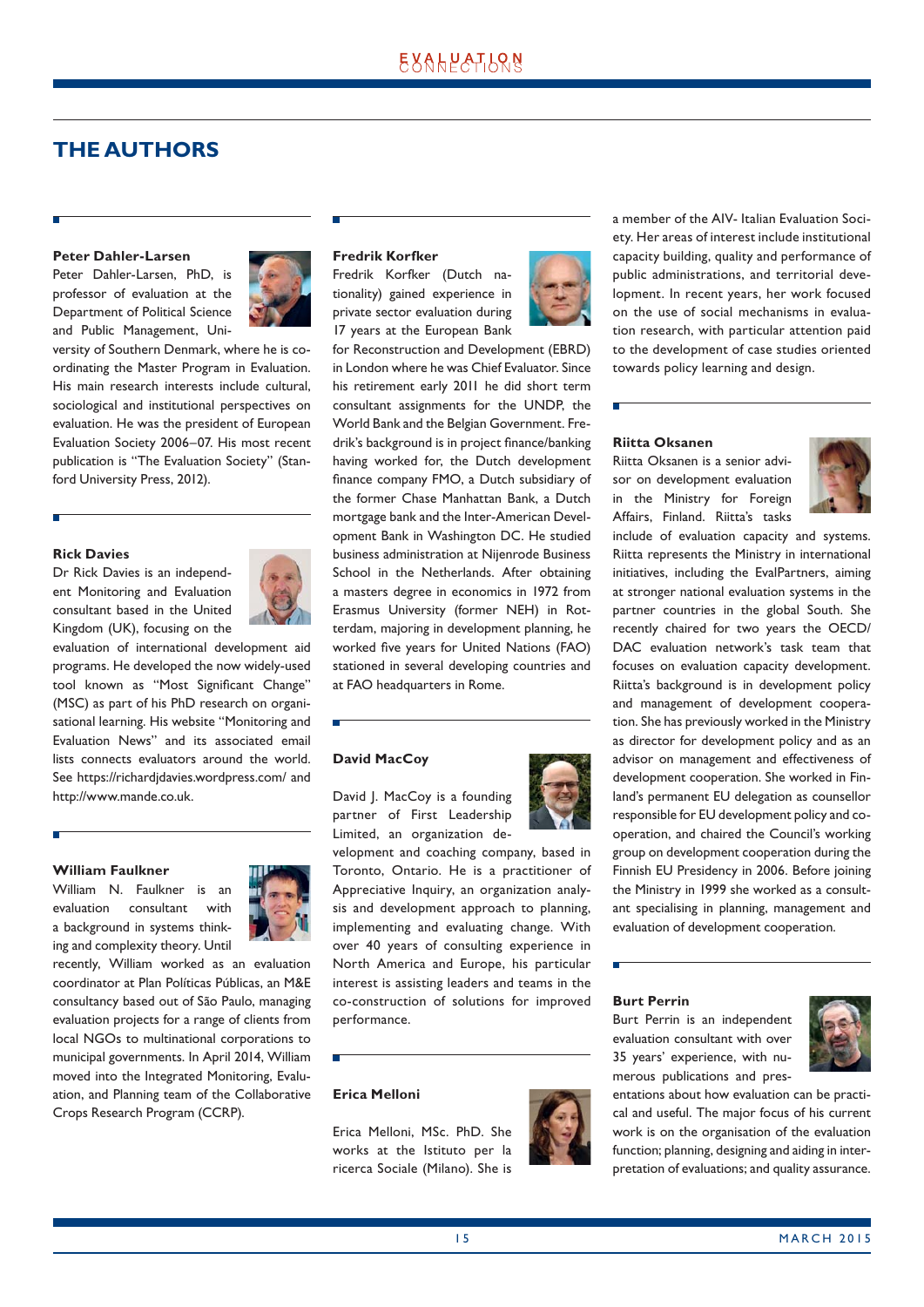# THE AUTHORS

### Peter Dahler-Larsen

Peter Dahler-Larsen, PhD, is professor of evaluation at the Department of Political Science and Public Management, University of Southern Denmark, where he is coordinating the Master Program in Evaluation. His main research interests include cultural, sociological and institutional perspectives on evaluation. He was the president of European Evaluation Society 2006–07. His most recent publication is "The Evaluation Society" (Stanford University Press, 2012).

### Rick Davies

Dr Rick Davies is an independent Monitoring and Evaluation consultant based in the United Kingdom (UK), focusing on the evaluation of international development aid programs. He developed the now widely-used tool known as "Most Significant Change" (MSC) as part of his PhD research on organisational learning. His website "Monitoring and Evaluation News" and its associated email lists connects evaluators around the world. See https://richardjdavies.wordpress.com/ and http://www.mande.co.uk.

### William Faulkner

William N. Faulkner is an evaluation consultant with a background in systems thinking and complexity theory. Until recently, William worked as an evaluation coordinator at Plan Políticas Públicas, an M&E consultancy based out of São Paulo, managing evaluation projects for a range of clients from local NGOs to multinational corporations to municipal governments. In April 2014, William moved into the Integrated Monitoring, Evaluation, and Planning team of the Collaborative Crops Research Program (CCRP).

### Fredrik Korfker

Fredrik Korfker (Dutch nationality) gained experience in private sector evaluation during 17 years at the European Bank for Reconstruction and Development (EBRD) in London where he was Chief Evaluator. Since his retirement early 2011 he did short term consultant assignments for the UNDP, the World Bank and the Belgian Government. Fredrik's background is in project finance/banking having worked for, the Dutch development finance company FMO, a Dutch subsidiary of the former Chase Manhattan Bank, a Dutch mortgage bank and the Inter-American Development Bank in Washington DC. He studied business administration at Nijenrode Business School in the Netherlands. After obtaining a masters degree in economics in 1972 from Erasmus University (former NEH) in Rotterdam, majoring in development planning, he worked five years for United Nations (FAO) stationed in several developing countries and at FAO headquarters in Rome.

### David MacCoy

David J. MacCoy is a founding partner of First Leadership Limited, an organization development and coaching company, based in Toronto, Ontario. He is a practitioner of Appreciative Inquiry, an organization analysis and development approach to planning, implementing and evaluating change. With over 40 years of consulting experience in North America and Europe, his particular interest is assisting leaders and teams in the co-construction of solutions for improved performance.

### Erica Melloni

Erica Melloni, MSc. PhD. She works at the Istituto per la ricerca Sociale (Milano). She is a member of the AIV- Italian Evaluation Society. Her areas of interest include institutional capacity building, quality and performance of public administrations, and territorial development. In recent years, her work focused on the use of social mechanisms in evaluation research, with particular attention paid to the development of case studies oriented towards policy learning and design.

### Riitta Oksanen

Riitta Oksanen is a senior advisor on development evaluation in the Ministry for Foreign Affairs, Finland. Riitta's tasks include of evaluation capacity and systems. Riitta represents the Ministry in international initiatives, including the EvalPartners, aiming at stronger national evaluation systems in the partner countries in the global South. She recently chaired for two years the OECD/DAC evaluation network's task team that focuses on evaluation capacity development. Riitta's background is in development policy and management of development cooperation. She has previously worked in the Ministry as director for development policy and as an advisor on management and effectiveness of development cooperation. She worked in Finland's permanent EU delegation as counsellor responsible for EU development policy and cooperation, and chaired the Council's working group on development cooperation during the Finnish EU Presidency in 2006. Before joining the Ministry in 1999 she worked as a consultant specialising in planning, management and evaluation of development cooperation.

### Burt Perrin

Burt Perrin is an independent evaluation consultant with over 35 years' experience, with numerous publications and presentations about how evaluation can be practical and useful. The major focus of his current work is on the organisation of the evaluation function; planning, designing and aiding in interpretation of evaluations; and quality assurance.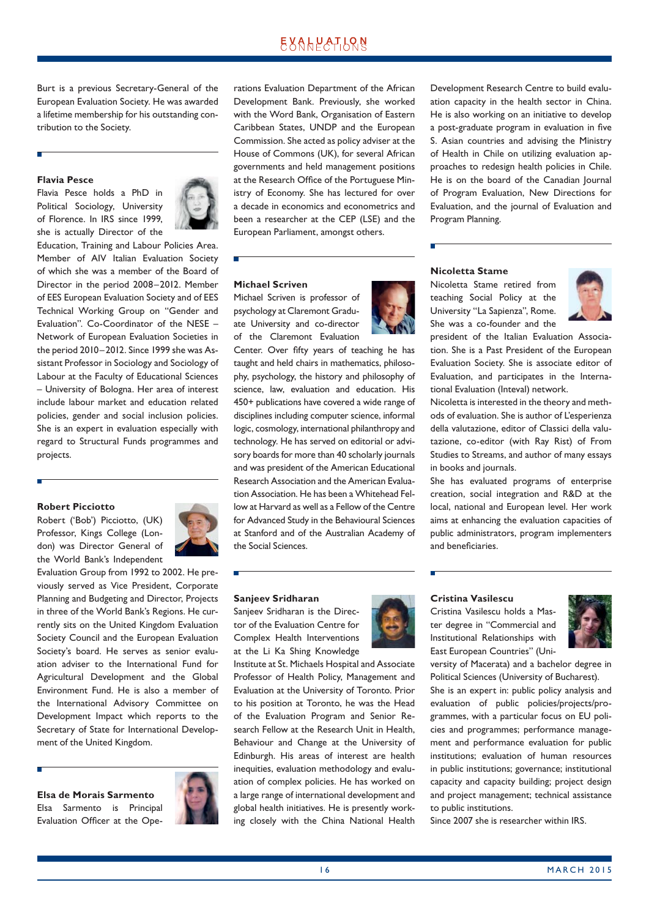Burt is a previous Secretary-General of the European Evaluation Society. He was awarded a lifetime membership for his outstanding contribution to the Society.

### Flavia Pesce

Flavia Pesce holds a PhD in Political Sociology, University of Florence. In IRS since 1999, she is actually Director of the Education, Training and Labour Policies Area. Member of AIV Italian Evaluation Society of which she was a member of the Board of Director in the period 2008–2012. Member of EES European Evaluation Society and of EES Technical Working Group on "Gender and Evaluation". Co-Coordinator of the NESE – Network of European Evaluation Societies in the period 2010–2012. Since 1999 she was Assistant Professor in Sociology and Sociology of Labour at the Faculty of Educational Sciences – University of Bologna. Her area of interest include labour market and education related policies, gender and social inclusion policies. She is an expert in evaluation especially with regard to Structural Funds programmes and projects.

### Robert Picciotto

Robert ('Bob') Picciotto, (UK) Professor, Kings College (London) was Director General of the World Bank's Independent Evaluation Group from 1992 to 2002. He previously served as Vice President, Corporate Planning and Budgeting and Director, Projects in three of the World Bank's Regions. He currently sits on the United Kingdom Evaluation Society Council and the European Evaluation Society's board. He serves as senior evaluation adviser to the International Fund for Agricultural Development and the Global Environment Fund. He is also a member of the International Advisory Committee on Development Impact which reports to the Secretary of State for International Development of the United Kingdom.

### Elsa de Morais Sarmento

Elsa Sarmento is Principal Evaluation Officer at the Operations Evaluation Department of the African Development Bank. Previously, she worked with the Word Bank, Organisation of Eastern Caribbean States, UNDP and the European Commission. She acted as policy adviser at the House of Commons (UK), for several African governments and held management positions at the Research Office of the Portuguese Ministry of Economy. She has lectured for over a decade in economics and econometrics and been a researcher at the CEP (LSE) and the European Parliament, amongst others.

### Michael Scriven

Michael Scriven is professor of psychology at Claremont Graduate University and co-director of the Claremont Evaluation Center. Over fifty years of teaching he has taught and held chairs in mathematics, philosophy, psychology, the history and philosophy of science, law, evaluation and education. His 450+ publications have covered a wide range of disciplines including computer science, informal logic, cosmology, international philanthropy and technology. He has served on editorial or advisory boards for more than 40 scholarly journals and was president of the American Educational Research Association and the American Evaluation Association. He has been a Whitehead Fellow at Harvard as well as a Fellow of the Centre for Advanced Study in the Behavioural Sciences at Stanford and of the Australian Academy of the Social Sciences.

### Sanjeev Sridharan

Sanjeev Sridharan is the Director of the Evaluation Centre for Complex Health Interventions at the Li Ka Shing Knowledge Institute at St. Michaels Hospital and Associate Professor of Health Policy, Management and Evaluation at the University of Toronto. Prior to his position at Toronto, he was the Head of the Evaluation Program and Senior Research Fellow at the Research Unit in Health, Behaviour and Change at the University of Edinburgh. His areas of interest are health inequities, evaluation methodology and evaluation of complex policies. He has worked on a large range of international development and global health initiatives. He is presently working closely with the China National Health Development Research Centre to build evaluation capacity in the health sector in China. He is also working on an initiative to develop a post-graduate program in evaluation in five S. Asian countries and advising the Ministry of Health in Chile on utilizing evaluation approaches to redesign health policies in Chile. He is on the board of the Canadian Journal of Program Evaluation, New Directions for Evaluation, and the journal of Evaluation and Program Planning.

### Nicoletta Stame

Nicoletta Stame retired from teaching Social Policy at the University "La Sapienza", Rome. She was a co-founder and the president of the Italian Evaluation Association. She is a Past President of the European Evaluation Society. She is associate editor of Evaluation, and participates in the International Evaluation (Inteval) network.

Nicoletta is interested in the theory and methods of evaluation. She is author of L'esperienza della valutazione, editor of Classici della valutazione, co-editor (with Ray Rist) of From Studies to Streams, and author of many essays in books and journals.

She has evaluated programs of enterprise creation, social integration and R&D at the local, national and European level. Her work aims at enhancing the evaluation capacities of public administrators, program implementers and beneficiaries.

### Cristina Vasilescu

Cristina Vasilescu holds a Master degree in "Commercial and Institutional Relationships with East European Countries" (University of Macerata) and a bachelor degree in Political Sciences (University of Bucharest).

She is an expert in: public policy analysis and evaluation of public policies/projects/programmes, with a particular focus on EU policies and programmes; performance management and performance evaluation for public institutions; evaluation of human resources in public institutions; governance; institutional capacity and capacity building; project design and project management; technical assistance to public institutions.

Since 2007 she is researcher within IRS.